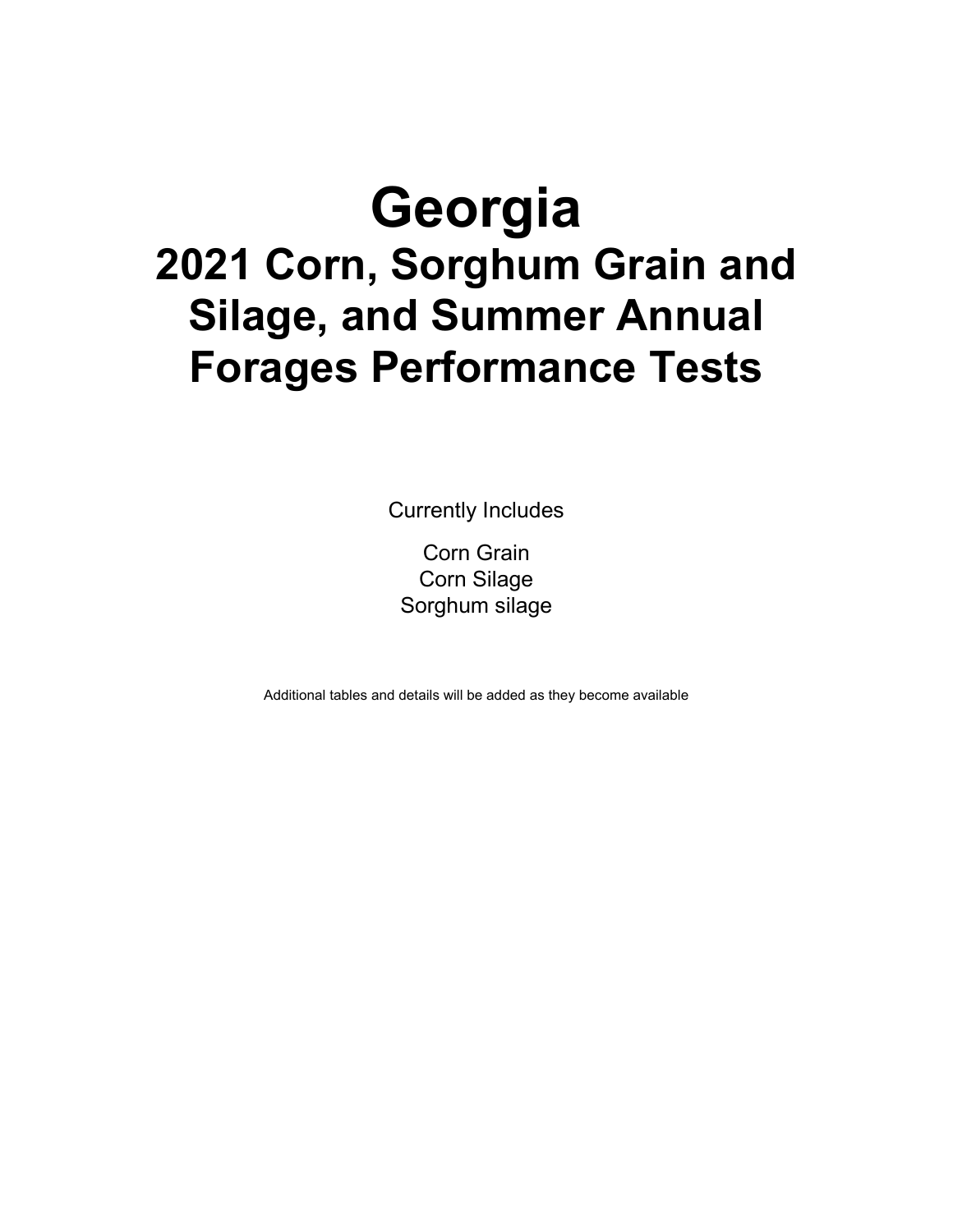# Georgia

## 2021 Corn, Sorghum Grain and Silage, and Summer Annual Forages Performance Tests

Currently Includes

Corn Grain
Corn Silage
Sorghum silage

Additional tables and details will be added as they become available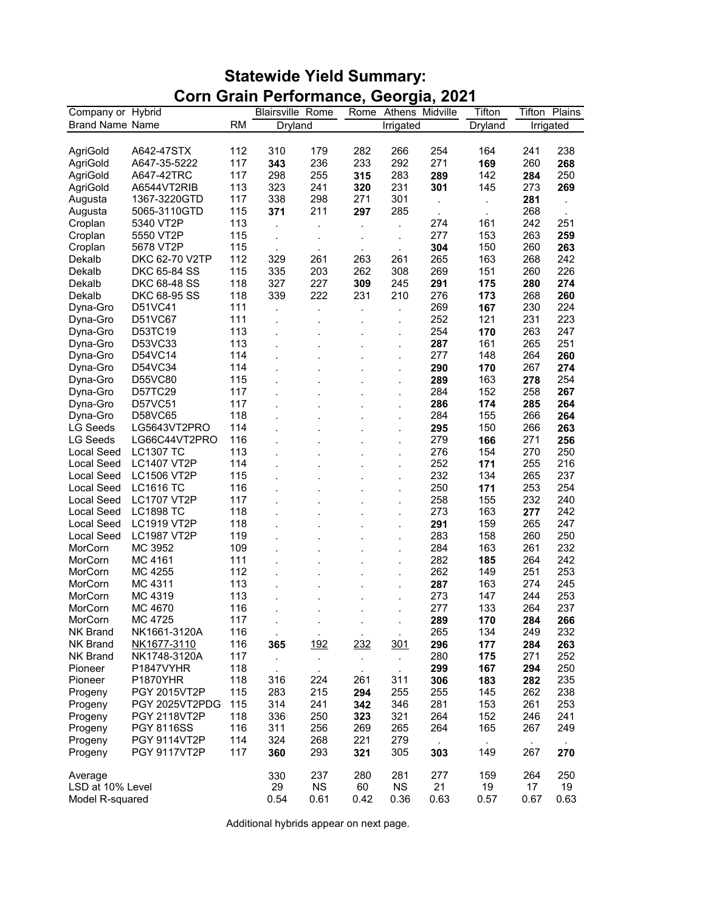# Statewide Yield Summary: Corn Grain Performance, Georgia, 2021

| Company or Brand Name | Hybrid Name | RM | Blairsville | Rome | Rome | Athens | Midville | Tifton | Tifton | Plains |
|---|---|---|---|---|---|---|---|---|---|---|
| | | | Dryland | | Irrigated | | | Dryland | Irrigated | |
| AgriGold | A642-47STX | 112 | 310 | 179 | 282 | 266 | 254 | 164 | 241 | 238 |
| AgriGold | A647-35-5222 | 117 | **343** | 236 | 233 | 292 | 271 | **169** | 260 | **268** |
| AgriGold | A647-42TRC | 117 | 298 | 255 | **315** | 283 | **289** | 142 | **284** | 250 |
| AgriGold | A6544VT2RIB | 113 | 323 | 241 | **320** | 231 | **301** | 145 | 273 | **269** |
| Augusta | 1367-3220GTD | 117 | 338 | 298 | 271 | 301 | . | . | **281** | . |
| Augusta | 5065-3110GTD | 115 | **371** | 211 | **297** | 285 | . | . | 268 | . |
| Croplan | 5340 VT2P | 113 | . | . | . | . | 274 | 161 | 242 | 251 |
| Croplan | 5550 VT2P | 115 | . | . | . | . | 277 | 153 | 263 | **259** |
| Croplan | 5678 VT2P | 115 | . | . | . | . | **304** | 150 | 260 | **263** |
| Dekalb | DKC 62-70 V2TP | 112 | 329 | 261 | 263 | 261 | 265 | 163 | 268 | 242 |
| Dekalb | DKC 65-84 SS | 115 | 335 | 203 | 262 | 308 | 269 | 151 | 260 | 226 |
| Dekalb | DKC 68-48 SS | 118 | 327 | 227 | **309** | 245 | **291** | **175** | **280** | **274** |
| Dekalb | DKC 68-95 SS | 118 | 339 | 222 | 231 | 210 | 276 | **173** | 268 | **260** |
| Dyna-Gro | D51VC41 | 111 | . | . | . | . | 269 | **167** | 230 | 224 |
| Dyna-Gro | D51VC67 | 111 | . | . | . | . | 252 | 121 | 231 | 223 |
| Dyna-Gro | D53TC19 | 113 | . | . | . | . | 254 | **170** | 263 | 247 |
| Dyna-Gro | D53VC33 | 113 | . | . | . | . | **287** | 161 | 265 | 251 |
| Dyna-Gro | D54VC14 | 114 | . | . | . | . | 277 | 148 | 264 | **260** |
| Dyna-Gro | D54VC34 | 114 | . | . | . | . | **290** | **170** | 267 | **274** |
| Dyna-Gro | D55VC80 | 115 | . | . | . | . | **289** | 163 | **278** | 254 |
| Dyna-Gro | D57TC29 | 117 | . | . | . | . | 284 | 152 | 258 | **267** |
| Dyna-Gro | D57VC51 | 117 | . | . | . | . | **286** | **174** | **285** | 264 |
| Dyna-Gro | D58VC65 | 118 | . | . | . | . | 284 | 155 | 266 | **264** |
| LG Seeds | LG5643VT2PRO | 114 | . | . | . | . | **295** | 150 | 266 | **263** |
| LG Seeds | LG66C44VT2PRO | 116 | . | . | . | . | 279 | **166** | 271 | **256** |
| Local Seed | LC1307 TC | 113 | . | . | . | . | 276 | 154 | 270 | 250 |
| Local Seed | LC1407 VT2P | 114 | . | . | . | . | 252 | **171** | 255 | 216 |
| Local Seed | LC1506 VT2P | 115 | . | . | . | . | 232 | 134 | 265 | 237 |
| Local Seed | LC1616 TC | 116 | . | . | . | . | 250 | **171** | 253 | 254 |
| Local Seed | LC1707 VT2P | 117 | . | . | . | . | 258 | 155 | 232 | 240 |
| Local Seed | LC1898 TC | 118 | . | . | . | . | 273 | 163 | **277** | 242 |
| Local Seed | LC1919 VT2P | 118 | . | . | . | . | **291** | 159 | 265 | 247 |
| Local Seed | LC1987 VT2P | 119 | . | . | . | . | 283 | 158 | 260 | 250 |
| MorCorn | MC 3952 | 109 | . | . | . | . | 284 | 163 | 261 | 232 |
| MorCorn | MC 4161 | 111 | . | . | . | . | 282 | **185** | 264 | 242 |
| MorCorn | MC 4255 | 112 | . | . | . | . | 262 | 149 | 251 | 253 |
| MorCorn | MC 4311 | 113 | . | . | . | . | **287** | 163 | 274 | 245 |
| MorCorn | MC 4319 | 113 | . | . | . | . | 273 | 147 | 244 | 253 |
| MorCorn | MC 4670 | 116 | . | . | . | . | 277 | 133 | 264 | 237 |
| MorCorn | MC 4725 | 117 | . | . | . | . | **289** | **170** | **284** | **266** |
| NK Brand | NK1661-3120A | 116 | . | . | . | . | 265 | 134 | 249 | 232 |
| NK Brand | NK1677-3110 | 116 | **365** | 192 | 232 | 301 | **296** | **177** | **284** | **263** |
| NK Brand | NK1748-3120A | 117 | . | . | . | . | 280 | **175** | 271 | 252 |
| Pioneer | P1847VYHR | 118 | . | . | . | . | **299** | **167** | **294** | 250 |
| Pioneer | P1870YHR | 118 | 316 | 224 | 261 | 311 | **306** | **183** | **282** | 235 |
| Progeny | PGY 2015VT2P | 115 | 283 | 215 | **294** | 255 | 255 | 145 | 262 | 238 |
| Progeny | PGY 2025VT2PDG | 115 | 314 | 241 | **342** | 346 | 281 | 153 | 261 | 253 |
| Progeny | PGY 2118VT2P | 118 | 336 | 250 | **323** | 321 | 264 | 152 | 246 | 241 |
| Progeny | PGY 8116SS | 116 | 311 | 256 | 269 | 265 | 264 | 165 | 267 | 249 |
| Progeny | PGY 9114VT2P | 114 | 324 | 268 | 221 | 279 | . | . | . | . |
| Progeny | PGY 9117VT2P | 117 | **360** | 293 | **321** | 305 | **303** | 149 | 267 | **270** |
| Average | | | 330 | 237 | 280 | 281 | 277 | 159 | 264 | 250 |
| LSD at 10% Level | | | 29 | NS | 60 | NS | 21 | 19 | 17 | 19 |
| Model R-squared | | | 0.54 | 0.61 | 0.42 | 0.36 | 0.63 | 0.57 | 0.67 | 0.63 |

Additional hybrids appear on next page.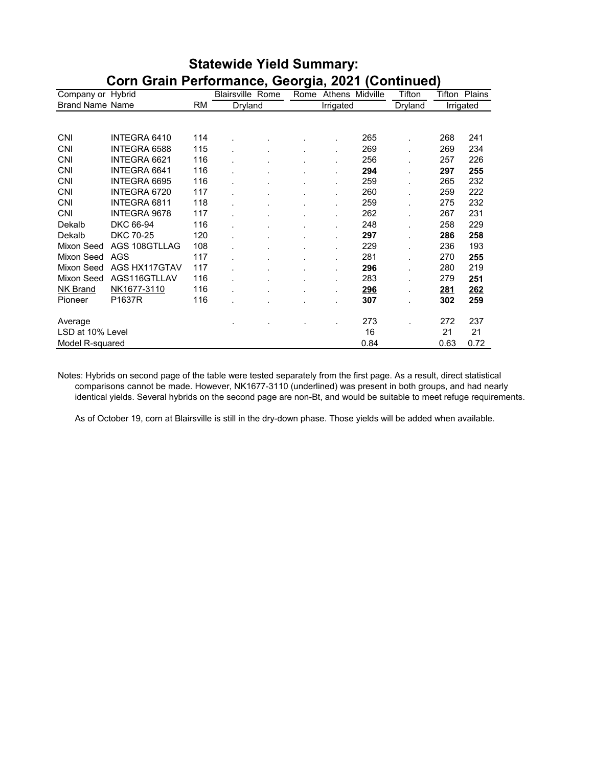# Statewide Yield Summary: Corn Grain Performance, Georgia, 2021 (Continued)

| Company or Brand Name | Hybrid Name | RM | Blairsville | Rome | Rome | Athens | Midville | Tifton | Tifton | Plains |
|---|---|---|---|---|---|---|---|---|---|---|
| | | | Dryland | | Irrigated | | | Dryland | Irrigated | |
| CNI | INTEGRA 6410 | 114 | . | . | . | . | 265 | . | 268 | 241 |
| CNI | INTEGRA 6588 | 115 | . | . | . | . | 269 | . | 269 | 234 |
| CNI | INTEGRA 6621 | 116 | . | . | . | . | 256 | . | 257 | 226 |
| CNI | INTEGRA 6641 | 116 | . | . | . | . | **294** | . | **297** | **255** |
| CNI | INTEGRA 6695 | 116 | . | . | . | . | 259 | . | 265 | 232 |
| CNI | INTEGRA 6720 | 117 | . | . | . | . | 260 | . | 259 | 222 |
| CNI | INTEGRA 6811 | 118 | . | . | . | . | 259 | . | 275 | 232 |
| CNI | INTEGRA 9678 | 117 | . | . | . | . | 262 | . | 267 | 231 |
| Dekalb | DKC 66-94 | 116 | . | . | . | . | 248 | . | 258 | 229 |
| Dekalb | DKC 70-25 | 120 | . | . | . | . | **297** | . | **286** | **258** |
| Mixon Seed | AGS 108GTLLAG | 108 | . | . | . | . | 229 | . | 236 | 193 |
| Mixon Seed | AGS | 117 | . | . | . | . | 281 | . | 270 | **255** |
| Mixon Seed | AGS HX117GTAV | 117 | . | . | . | . | **296** | . | 280 | 219 |
| Mixon Seed | AGS116GTLLAV | 116 | . | . | . | . | 283 | . | 279 | **251** |
| NK Brand | NK1677-3110 | 116 | . | . | . | . | **296** | . | **281** | **262** |
| Pioneer | P1637R | 116 | . | . | . | . | **307** | . | **302** | **259** |
| Average | | | . | . | . | . | 273 | . | 272 | 237 |
| LSD at 10% Level | | | | | | | 16 | | 21 | 21 |
| Model R-squared | | | | | | | 0.84 | | 0.63 | 0.72 |

Notes: Hybrids on second page of the table were tested separately from the first page. As a result, direct statistical comparisons cannot be made. However, NK1677-3110 (underlined) was present in both groups, and had nearly identical yields. Several hybrids on the second page are non-Bt, and would be suitable to meet refuge requirements.

As of October 19, corn at Blairsville is still in the dry-down phase. Those yields will be added when available.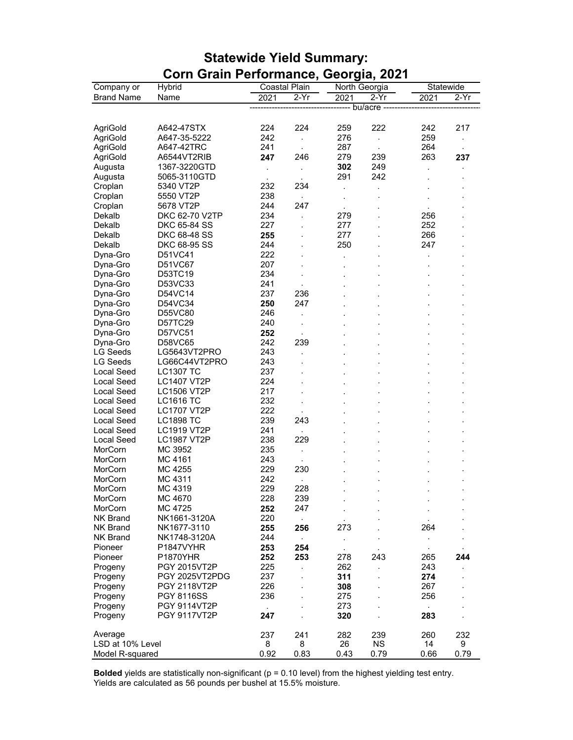# Statewide Yield Summary:
# Corn Grain Performance, Georgia, 2021

| Company or Brand Name | Hybrid Name | Coastal Plain 2021 | Coastal Plain 2-Yr | North Georgia 2021 | North Georgia 2-Yr | Statewide 2021 | Statewide 2-Yr |
|---|---|---|---|---|---|---|---|
| | | bu/acre | | | | | |
| AgriGold | A642-47STX | 224 | 224 | 259 | 222 | 242 | 217 |
| AgriGold | A647-35-5222 | 242 | . | 276 | . | 259 | . |
| AgriGold | A647-42TRC | 241 | . | 287 | . | 264 | . |
| AgriGold | A6544VT2RIB | **247** | 246 | 279 | 239 | 263 | **237** |
| Augusta | 1367-3220GTD | . | . | **302** | 249 | . | . |
| Augusta | 5065-3110GTD | . | . | 291 | 242 | . | . |
| Croplan | 5340 VT2P | 232 | 234 | . | . | . | . |
| Croplan | 5550 VT2P | 238 | . | . | . | . | . |
| Croplan | 5678 VT2P | 244 | 247 | . | . | . | . |
| Dekalb | DKC 62-70 V2TP | 234 | . | 279 | . | 256 | . |
| Dekalb | DKC 65-84 SS | 227 | . | 277 | . | 252 | . |
| Dekalb | DKC 68-48 SS | **255** | . | 277 | . | 266 | . |
| Dekalb | DKC 68-95 SS | 244 | . | 250 | . | 247 | . |
| Dyna-Gro | D51VC41 | 222 | . | . | . | . | . |
| Dyna-Gro | D51VC67 | 207 | . | . | . | . | . |
| Dyna-Gro | D53TC19 | 234 | . | . | . | . | . |
| Dyna-Gro | D53VC33 | 241 | . | . | . | . | . |
| Dyna-Gro | D54VC14 | 237 | 236 | . | . | . | . |
| Dyna-Gro | D54VC34 | **250** | 247 | . | . | . | . |
| Dyna-Gro | D55VC80 | 246 | . | . | . | . | . |
| Dyna-Gro | D57TC29 | 240 | . | . | . | . | . |
| Dyna-Gro | D57VC51 | **252** | . | . | . | . | . |
| Dyna-Gro | D58VC65 | 242 | 239 | . | . | . | . |
| LG Seeds | LG5643VT2PRO | 243 | . | . | . | . | . |
| LG Seeds | LG66C44VT2PRO | 243 | . | . | . | . | . |
| Local Seed | LC1307 TC | 237 | . | . | . | . | . |
| Local Seed | LC1407 VT2P | 224 | . | . | . | . | . |
| Local Seed | LC1506 VT2P | 217 | . | . | . | . | . |
| Local Seed | LC1616 TC | 232 | . | . | . | . | . |
| Local Seed | LC1707 VT2P | 222 | . | . | . | . | . |
| Local Seed | LC1898 TC | 239 | 243 | . | . | . | . |
| Local Seed | LC1919 VT2P | 241 | . | . | . | . | . |
| Local Seed | LC1987 VT2P | 238 | 229 | . | . | . | . |
| MorCorn | MC 3952 | 235 | . | . | . | . | . |
| MorCorn | MC 4161 | 243 | . | . | . | . | . |
| MorCorn | MC 4255 | 229 | 230 | . | . | . | . |
| MorCorn | MC 4311 | 242 | . | . | . | . | . |
| MorCorn | MC 4319 | 229 | 228 | . | . | . | . |
| MorCorn | MC 4670 | 228 | 239 | . | . | . | . |
| MorCorn | MC 4725 | **252** | 247 | . | . | . | . |
| NK Brand | NK1661-3120A | 220 | . | . | . | . | . |
| NK Brand | NK1677-3110 | **255** | **256** | 273 | . | 264 | . |
| NK Brand | NK1748-3120A | 244 | . | . | . | . | . |
| Pioneer | P1847VYHR | **253** | **254** | . | . | . | . |
| Pioneer | P1870YHR | **252** | **253** | 278 | 243 | 265 | **244** |
| Progeny | PGY 2015VT2P | 225 | . | 262 | . | 243 | . |
| Progeny | PGY 2025VT2PDG | 237 | . | **311** | . | **274** | . |
| Progeny | PGY 2118VT2P | 226 | . | **308** | . | 267 | . |
| Progeny | PGY 8116SS | 236 | . | 275 | . | 256 | . |
| Progeny | PGY 9114VT2P | . | . | 273 | . | . | . |
| Progeny | PGY 9117VT2P | **247** | . | **320** | . | **283** | . |
| Average | | 237 | 241 | 282 | 239 | 260 | 232 |
| LSD at 10% Level | | 8 | 8 | 26 | NS | 14 | 9 |
| Model R-squared | | 0.92 | 0.83 | 0.43 | 0.79 | 0.66 | 0.79 |

**Bolded** yields are statistically non-significant ($p = 0.10$ level) from the highest yielding test entry.
Yields are calculated as 56 pounds per bushel at 15.5% moisture.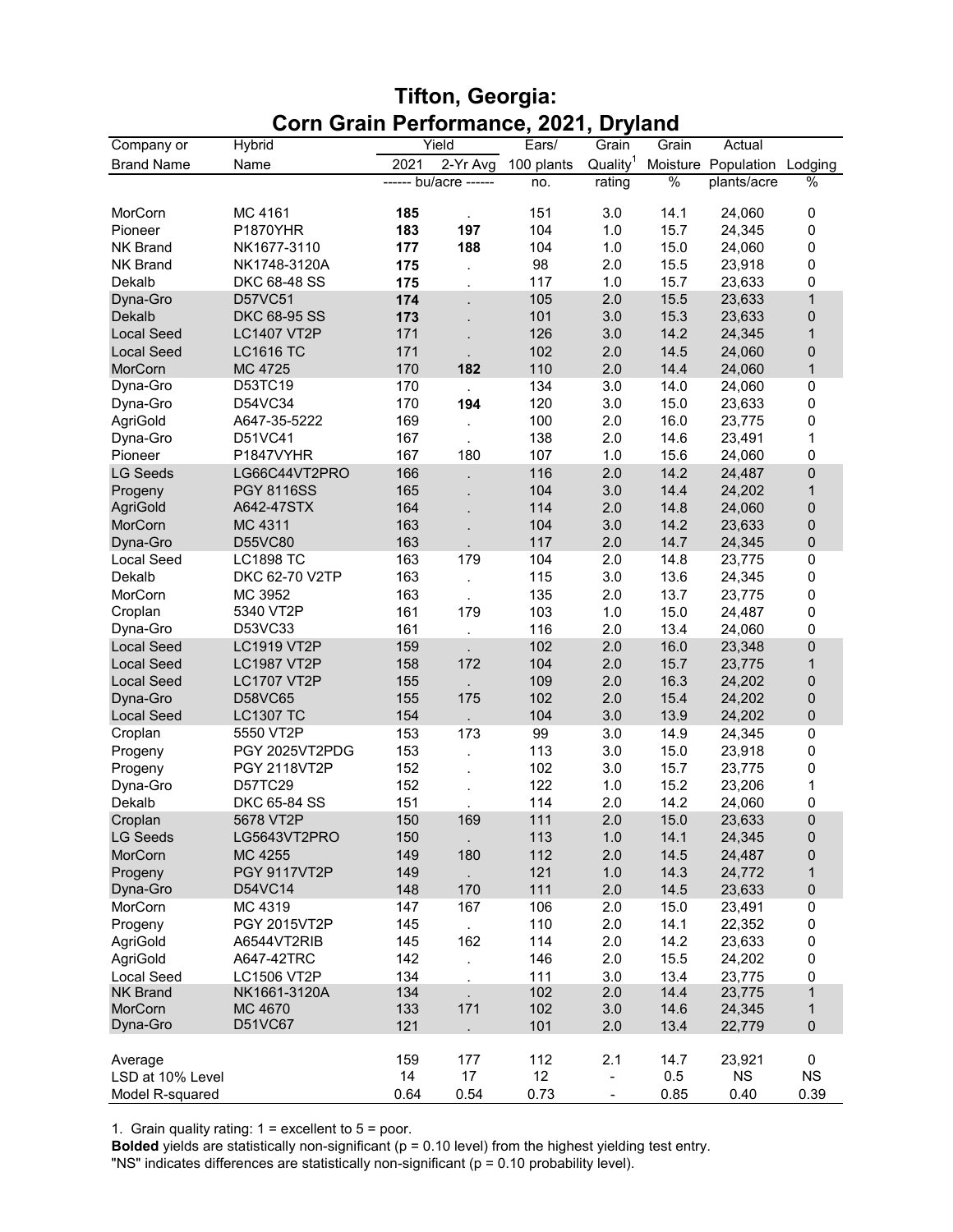# Tifton, Georgia: Corn Grain Performance, 2021, Dryland

| Company or | Hybrid | Yield | | Ears/ | Grain | Grain | Actual | |
|---|---|---|---|---|---|---|---|---|
| Brand Name | Name | 2021 | 2-Yr Avg | 100 plants | Quality[1] | Moisture | Population | Lodging |
| | | ------ bu/acre ------ | | no. | rating | % | plants/acre | % |
| MorCorn | MC 4161 | **185** | . | 151 | 3.0 | 14.1 | 24,060 | 0 |
| Pioneer | P1870YHR | **183** | **197** | 104 | 1.0 | 15.7 | 24,345 | 0 |
| NK Brand | NK1677-3110 | **177** | **188** | 104 | 1.0 | 15.0 | 24,060 | 0 |
| NK Brand | NK1748-3120A | **175** | . | 98 | 2.0 | 15.5 | 23,918 | 0 |
| Dekalb | DKC 68-48 SS | **175** | . | 117 | 1.0 | 15.7 | 23,633 | 0 |
| Dyna-Gro | D57VC51 | **174** | . | 105 | 2.0 | 15.5 | 23,633 | 1 |
| Dekalb | DKC 68-95 SS | **173** | . | 101 | 3.0 | 15.3 | 23,633 | 0 |
| Local Seed | LC1407 VT2P | 171 | . | 126 | 3.0 | 14.2 | 24,345 | 1 |
| Local Seed | LC1616 TC | 171 | . | 102 | 2.0 | 14.5 | 24,060 | 0 |
| MorCorn | MC 4725 | 170 | **182** | 110 | 2.0 | 14.4 | 24,060 | 1 |
| Dyna-Gro | D53TC19 | 170 | . | 134 | 3.0 | 14.0 | 24,060 | 0 |
| Dyna-Gro | D54VC34 | 170 | **194** | 120 | 3.0 | 15.0 | 23,633 | 0 |
| AgriGold | A647-35-5222 | 169 | . | 100 | 2.0 | 16.0 | 23,775 | 0 |
| Dyna-Gro | D51VC41 | 167 | . | 138 | 2.0 | 14.6 | 23,491 | 1 |
| Pioneer | P1847VYHR | 167 | 180 | 107 | 1.0 | 15.6 | 24,060 | 0 |
| LG Seeds | LG66C44VT2PRO | 166 | . | 116 | 2.0 | 14.2 | 24,487 | 0 |
| Progeny | PGY 8116SS | 165 | . | 104 | 3.0 | 14.4 | 24,202 | 1 |
| AgriGold | A642-47STX | 164 | . | 114 | 2.0 | 14.8 | 24,060 | 0 |
| MorCorn | MC 4311 | 163 | . | 104 | 3.0 | 14.2 | 23,633 | 0 |
| Dyna-Gro | D55VC80 | 163 | . | 117 | 2.0 | 14.7 | 24,345 | 0 |
| Local Seed | LC1898 TC | 163 | 179 | 104 | 2.0 | 14.8 | 23,775 | 0 |
| Dekalb | DKC 62-70 V2TP | 163 | . | 115 | 3.0 | 13.6 | 24,345 | 0 |
| MorCorn | MC 3952 | 163 | . | 135 | 2.0 | 13.7 | 23,775 | 0 |
| Croplan | 5340 VT2P | 161 | 179 | 103 | 1.0 | 15.0 | 24,487 | 0 |
| Dyna-Gro | D53VC33 | 161 | . | 116 | 2.0 | 13.4 | 24,060 | 0 |
| Local Seed | LC1919 VT2P | 159 | . | 102 | 2.0 | 16.0 | 23,348 | 0 |
| Local Seed | LC1987 VT2P | 158 | 172 | 104 | 2.0 | 15.7 | 23,775 | 1 |
| Local Seed | LC1707 VT2P | 155 | . | 109 | 2.0 | 16.3 | 24,202 | 0 |
| Dyna-Gro | D58VC65 | 155 | 175 | 102 | 2.0 | 15.4 | 24,202 | 0 |
| Local Seed | LC1307 TC | 154 | . | 104 | 3.0 | 13.9 | 24,202 | 0 |
| Croplan | 5550 VT2P | 153 | 173 | 99 | 3.0 | 14.9 | 24,345 | 0 |
| Progeny | PGY 2025VT2PDG | 153 | . | 113 | 3.0 | 15.0 | 23,918 | 0 |
| Progeny | PGY 2118VT2P | 152 | . | 102 | 3.0 | 15.7 | 23,775 | 0 |
| Dyna-Gro | D57TC29 | 152 | . | 122 | 1.0 | 15.2 | 23,206 | 1 |
| Dekalb | DKC 65-84 SS | 151 | . | 114 | 2.0 | 14.2 | 24,060 | 0 |
| Croplan | 5678 VT2P | 150 | 169 | 111 | 2.0 | 15.0 | 23,633 | 0 |
| LG Seeds | LG5643VT2PRO | 150 | . | 113 | 1.0 | 14.1 | 24,345 | 0 |
| MorCorn | MC 4255 | 149 | 180 | 112 | 2.0 | 14.5 | 24,487 | 0 |
| Progeny | PGY 9117VT2P | 149 | . | 121 | 1.0 | 14.3 | 24,772 | 1 |
| Dyna-Gro | D54VC14 | 148 | 170 | 111 | 2.0 | 14.5 | 23,633 | 0 |
| MorCorn | MC 4319 | 147 | 167 | 106 | 2.0 | 15.0 | 23,491 | 0 |
| Progeny | PGY 2015VT2P | 145 | . | 110 | 2.0 | 14.1 | 22,352 | 0 |
| AgriGold | A6544VT2RIB | 145 | 162 | 114 | 2.0 | 14.2 | 23,633 | 0 |
| AgriGold | A647-42TRC | 142 | . | 146 | 2.0 | 15.5 | 24,202 | 0 |
| Local Seed | LC1506 VT2P | 134 | . | 111 | 3.0 | 13.4 | 23,775 | 0 |
| NK Brand | NK1661-3120A | 134 | . | 102 | 2.0 | 14.4 | 23,775 | 1 |
| MorCorn | MC 4670 | 133 | 171 | 102 | 3.0 | 14.6 | 24,345 | 1 |
| Dyna-Gro | D51VC67 | 121 | . | 101 | 2.0 | 13.4 | 22,779 | 0 |
| Average | | 159 | 177 | 112 | 2.1 | 14.7 | 23,921 | 0 |
| LSD at 10% Level | | 14 | 17 | 12 | - | 0.5 | NS | NS |
| Model R-squared | | 0.64 | 0.54 | 0.73 | - | 0.85 | 0.40 | 0.39 |

1. Grain quality rating: 1 = excellent to 5 = poor.

**Bolded** yields are statistically non-significant (p = 0.10 level) from the highest yielding test entry.

"NS" indicates differences are statistically non-significant (p = 0.10 probability level).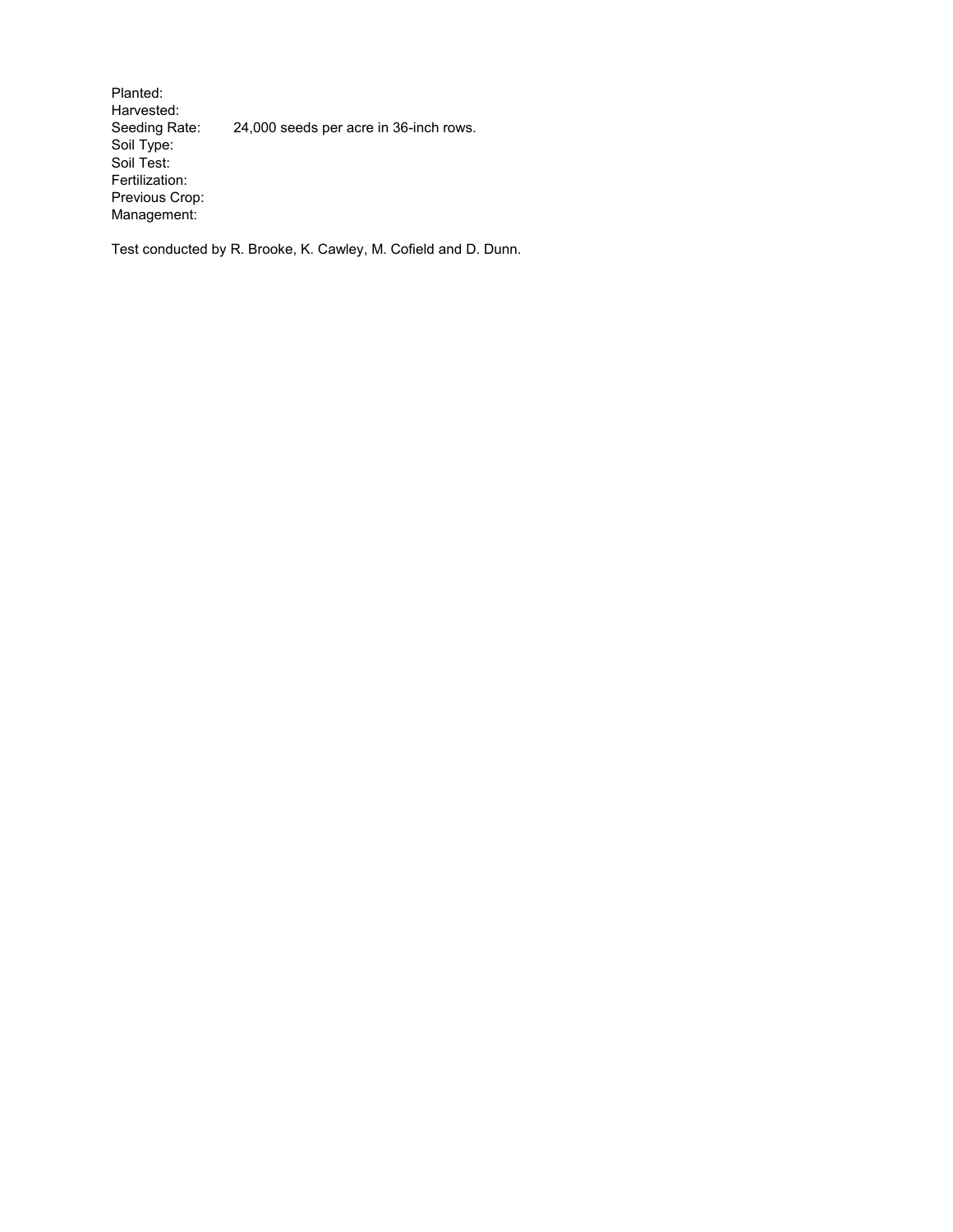Planted:
Harvested:
Seeding Rate: 24,000 seeds per acre in 36-inch rows.
Soil Type:
Soil Test:
Fertilization:
Previous Crop:
Management:

Test conducted by R. Brooke, K. Cawley, M. Cofield and D. Dunn.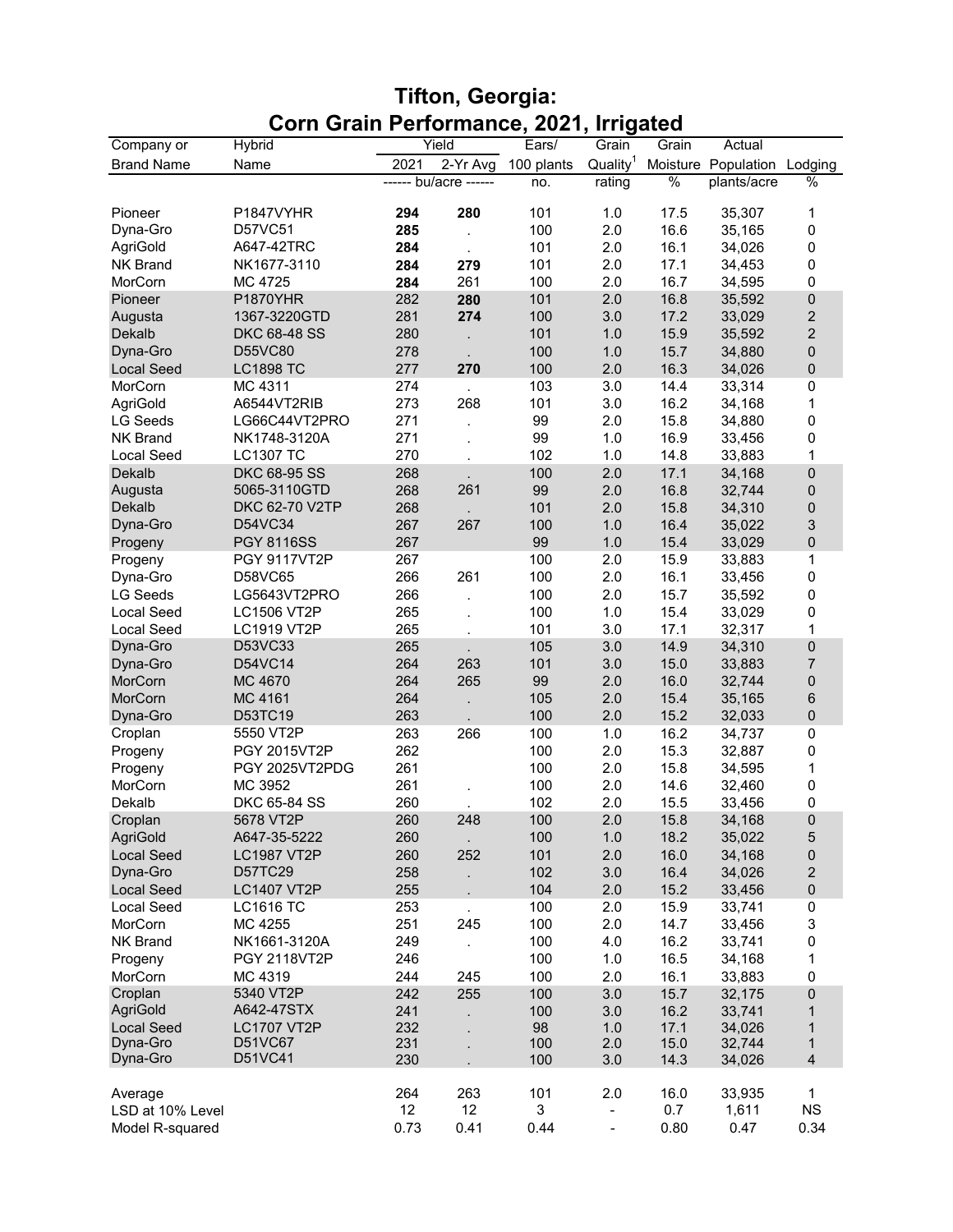# Tifton, Georgia: Corn Grain Performance, 2021, Irrigated

| Company or | Hybrid | Yield | | Ears/ | Grain | Grain | Actual | |
|---|---|---|---|---|---|---|---|---|
| Brand Name | Name | 2021 | 2-Yr Avg | 100 plants | Quality[1] | Moisture | Population | Lodging |
| | | ------ bu/acre ------ | | no. | rating | % | plants/acre | % |
| Pioneer | P1847VYHR | **294** | **280** | 101 | 1.0 | 17.5 | 35,307 | 1 |
| Dyna-Gro | D57VC51 | **285** | . | 100 | 2.0 | 16.6 | 35,165 | 0 |
| AgriGold | A647-42TRC | **284** | . | 101 | 2.0 | 16.1 | 34,026 | 0 |
| NK Brand | NK1677-3110 | **284** | **279** | 101 | 2.0 | 17.1 | 34,453 | 0 |
| MorCorn | MC 4725 | **284** | 261 | 100 | 2.0 | 16.7 | 34,595 | 0 |
| Pioneer | P1870YHR | 282 | **280** | 101 | 2.0 | 16.8 | 35,592 | 0 |
| Augusta | 1367-3220GTD | 281 | **274** | 100 | 3.0 | 17.2 | 33,029 | 2 |
| Dekalb | DKC 68-48 SS | 280 | . | 101 | 1.0 | 15.9 | 35,592 | 2 |
| Dyna-Gro | D55VC80 | 278 | . | 100 | 1.0 | 15.7 | 34,880 | 0 |
| Local Seed | LC1898 TC | 277 | **270** | 100 | 2.0 | 16.3 | 34,026 | 0 |
| MorCorn | MC 4311 | 274 | . | 103 | 3.0 | 14.4 | 33,314 | 0 |
| AgriGold | A6544VT2RIB | 273 | 268 | 101 | 3.0 | 16.2 | 34,168 | 1 |
| LG Seeds | LG66C44VT2PRO | 271 | . | 99 | 2.0 | 15.8 | 34,880 | 0 |
| NK Brand | NK1748-3120A | 271 | . | 99 | 1.0 | 16.9 | 33,456 | 0 |
| Local Seed | LC1307 TC | 270 | . | 102 | 1.0 | 14.8 | 33,883 | 1 |
| Dekalb | DKC 68-95 SS | 268 | . | 100 | 2.0 | 17.1 | 34,168 | 0 |
| Augusta | 5065-3110GTD | 268 | 261 | 99 | 2.0 | 16.8 | 32,744 | 0 |
| Dekalb | DKC 62-70 V2TP | 268 | . | 101 | 2.0 | 15.8 | 34,310 | 0 |
| Dyna-Gro | D54VC34 | 267 | 267 | 100 | 1.0 | 16.4 | 35,022 | 3 |
| Progeny | PGY 8116SS | 267 | | 99 | 1.0 | 15.4 | 33,029 | 0 |
| Progeny | PGY 9117VT2P | 267 | | 100 | 2.0 | 15.9 | 33,883 | 1 |
| Dyna-Gro | D58VC65 | 266 | 261 | 100 | 2.0 | 16.1 | 33,456 | 0 |
| LG Seeds | LG5643VT2PRO | 266 | . | 100 | 2.0 | 15.7 | 35,592 | 0 |
| Local Seed | LC1506 VT2P | 265 | . | 100 | 1.0 | 15.4 | 33,029 | 0 |
| Local Seed | LC1919 VT2P | 265 | . | 101 | 3.0 | 17.1 | 32,317 | 1 |
| Dyna-Gro | D53VC33 | 265 | . | 105 | 3.0 | 14.9 | 34,310 | 0 |
| Dyna-Gro | D54VC14 | 264 | 263 | 101 | 3.0 | 15.0 | 33,883 | 7 |
| MorCorn | MC 4670 | 264 | 265 | 99 | 2.0 | 16.0 | 32,744 | 0 |
| MorCorn | MC 4161 | 264 | . | 105 | 2.0 | 15.4 | 35,165 | 6 |
| Dyna-Gro | D53TC19 | 263 | . | 100 | 2.0 | 15.2 | 32,033 | 0 |
| Croplan | 5550 VT2P | 263 | 266 | 100 | 1.0 | 16.2 | 34,737 | 0 |
| Progeny | PGY 2015VT2P | 262 | | 100 | 2.0 | 15.3 | 32,887 | 0 |
| Progeny | PGY 2025VT2PDG | 261 | | 100 | 2.0 | 15.8 | 34,595 | 1 |
| MorCorn | MC 3952 | 261 | . | 100 | 2.0 | 14.6 | 32,460 | 0 |
| Dekalb | DKC 65-84 SS | 260 | . | 102 | 2.0 | 15.5 | 33,456 | 0 |
| Croplan | 5678 VT2P | 260 | 248 | 100 | 2.0 | 15.8 | 34,168 | 0 |
| AgriGold | A647-35-5222 | 260 | . | 100 | 1.0 | 18.2 | 35,022 | 5 |
| Local Seed | LC1987 VT2P | 260 | 252 | 101 | 2.0 | 16.0 | 34,168 | 0 |
| Dyna-Gro | D57TC29 | 258 | . | 102 | 3.0 | 16.4 | 34,026 | 2 |
| Local Seed | LC1407 VT2P | 255 | . | 104 | 2.0 | 15.2 | 33,456 | 0 |
| Local Seed | LC1616 TC | 253 | . | 100 | 2.0 | 15.9 | 33,741 | 0 |
| MorCorn | MC 4255 | 251 | 245 | 100 | 2.0 | 14.7 | 33,456 | 3 |
| NK Brand | NK1661-3120A | 249 | . | 100 | 4.0 | 16.2 | 33,741 | 0 |
| Progeny | PGY 2118VT2P | 246 | | 100 | 1.0 | 16.5 | 34,168 | 1 |
| MorCorn | MC 4319 | 244 | 245 | 100 | 2.0 | 16.1 | 33,883 | 0 |
| Croplan | 5340 VT2P | 242 | 255 | 100 | 3.0 | 15.7 | 32,175 | 0 |
| AgriGold | A642-47STX | 241 | . | 100 | 3.0 | 16.2 | 33,741 | 1 |
| Local Seed | LC1707 VT2P | 232 | . | 98 | 1.0 | 17.1 | 34,026 | 1 |
| Dyna-Gro | D51VC67 | 231 | . | 100 | 2.0 | 15.0 | 32,744 | 1 |
| Dyna-Gro | D51VC41 | 230 | . | 100 | 3.0 | 14.3 | 34,026 | 4 |
| Average | | 264 | 263 | 101 | 2.0 | 16.0 | 33,935 | 1 |
| LSD at 10% Level | | 12 | 12 | 3 | - | 0.7 | 1,611 | NS |
| Model R-squared | | 0.73 | 0.41 | 0.44 | - | 0.80 | 0.47 | 0.34 |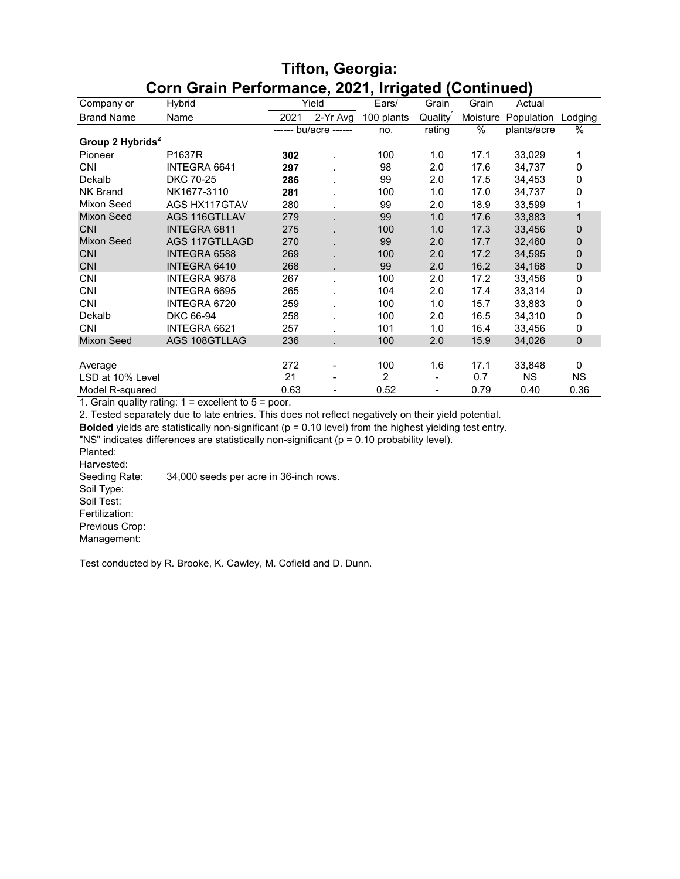# Tifton, Georgia:
## Corn Grain Performance, 2021, Irrigated (Continued)

| Company or | Hybrid | Yield | | Ears/ | Grain | Grain | Actual | |
|---|---|---|---|---|---|---|---|---|
| Brand Name | Name | 2021 | 2-Yr Avg | 100 plants | Quality[1] | Moisture | Population | Lodging |
| | | ------ bu/acre ------ | | no. | rating | % | plants/acre | % |
| **Group 2 Hybrids[2]** | | | | | | | | |
| Pioneer | P1637R | **302** | . | 100 | 1.0 | 17.1 | 33,029 | 1 |
| CNI | INTEGRA 6641 | **297** | . | 98 | 2.0 | 17.6 | 34,737 | 0 |
| Dekalb | DKC 70-25 | **286** | . | 99 | 2.0 | 17.5 | 34,453 | 0 |
| NK Brand | NK1677-3110 | **281** | . | 100 | 1.0 | 17.0 | 34,737 | 0 |
| Mixon Seed | AGS HX117GTAV | 280 | . | 99 | 2.0 | 18.9 | 33,599 | 1 |
| Mixon Seed | AGS 116GTLLAV | 279 | . | 99 | 1.0 | 17.6 | 33,883 | 1 |
| CNI | INTEGRA 6811 | 275 | . | 100 | 1.0 | 17.3 | 33,456 | 0 |
| Mixon Seed | AGS 117GTLLAGD | 270 | . | 99 | 2.0 | 17.7 | 32,460 | 0 |
| CNI | INTEGRA 6588 | 269 | . | 100 | 2.0 | 17.2 | 34,595 | 0 |
| CNI | INTEGRA 6410 | 268 | . | 99 | 2.0 | 16.2 | 34,168 | 0 |
| CNI | INTEGRA 9678 | 267 | . | 100 | 2.0 | 17.2 | 33,456 | 0 |
| CNI | INTEGRA 6695 | 265 | . | 104 | 2.0 | 17.4 | 33,314 | 0 |
| CNI | INTEGRA 6720 | 259 | . | 100 | 1.0 | 15.7 | 33,883 | 0 |
| Dekalb | DKC 66-94 | 258 | . | 100 | 2.0 | 16.5 | 34,310 | 0 |
| CNI | INTEGRA 6621 | 257 | . | 101 | 1.0 | 16.4 | 33,456 | 0 |
| Mixon Seed | AGS 108GTLLAG | 236 | . | 100 | 2.0 | 15.9 | 34,026 | 0 |
| | | | | | | | | |
| Average | | 272 | - | 100 | 1.6 | 17.1 | 33,848 | 0 |
| LSD at 10% Level | | 21 | - | 2 | - | 0.7 | NS | NS |
| Model R-squared | | 0.63 | - | 0.52 | - | 0.79 | 0.40 | 0.36 |

1. Grain quality rating: 1 = excellent to 5 = poor.
2. Tested separately due to late entries. This does not reflect negatively on their yield potential.

**Bolded** yields are statistically non-significant (p = 0.10 level) from the highest yielding test entry.
"NS" indicates differences are statistically non-significant (p = 0.10 probability level).

Planted:
Harvested:
Seeding Rate: 34,000 seeds per acre in 36-inch rows.
Soil Type:
Soil Test:
Fertilization:
Previous Crop:
Management:

Test conducted by R. Brooke, K. Cawley, M. Cofield and D. Dunn.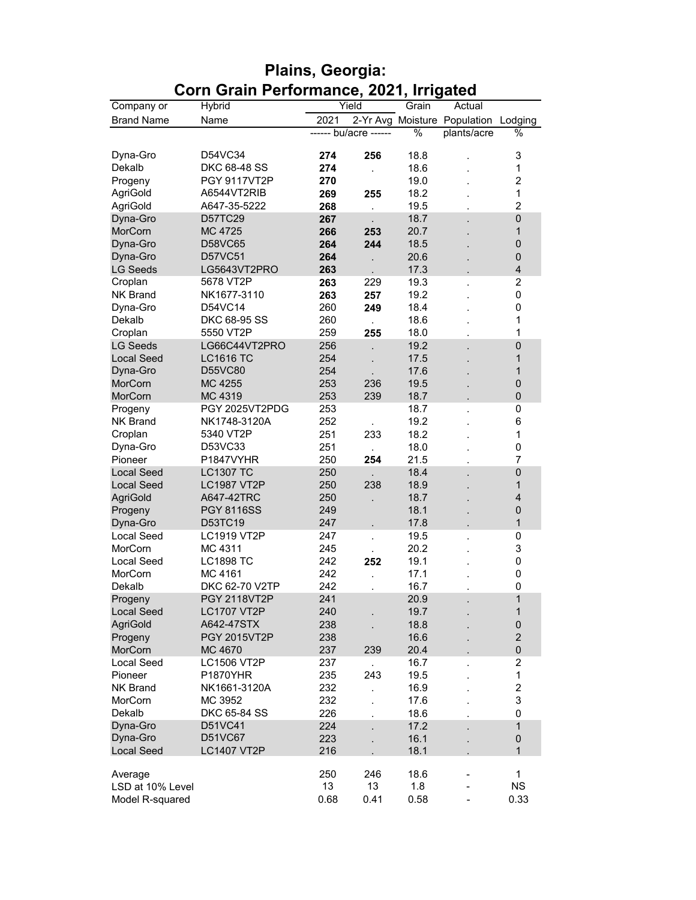# Plains, Georgia:
## Corn Grain Performance, 2021, Irrigated

| Company or | Hybrid | Yield | | Grain | Actual | |
|---|---|---|---|---|---|---|
| Brand Name | Name | 2021 | 2-Yr Avg | Moisture | Population | Lodging |
| | | ------ bu/acre ------ | | % | plants/acre | % |
| Dyna-Gro | D54VC34 | **274** | **256** | 18.8 | . | 3 |
| Dekalb | DKC 68-48 SS | **274** | . | 18.6 | . | 1 |
| Progeny | PGY 9117VT2P | **270** | | 19.0 | . | 2 |
| AgriGold | A6544VT2RIB | **269** | **255** | 18.2 | . | 1 |
| AgriGold | A647-35-5222 | **268** | . | 19.5 | . | 2 |
| Dyna-Gro | D57TC29 | **267** | . | 18.7 | . | 0 |
| MorCorn | MC 4725 | **266** | **253** | 20.7 | . | 1 |
| Dyna-Gro | D58VC65 | **264** | **244** | 18.5 | . | 0 |
| Dyna-Gro | D57VC51 | **264** | . | 20.6 | . | 0 |
| LG Seeds | LG5643VT2PRO | **263** | . | 17.3 | . | 4 |
| Croplan | 5678 VT2P | **263** | 229 | 19.3 | . | 2 |
| NK Brand | NK1677-3110 | **263** | **257** | 19.2 | . | 0 |
| Dyna-Gro | D54VC14 | 260 | **249** | 18.4 | . | 0 |
| Dekalb | DKC 68-95 SS | 260 | . | 18.6 | . | 1 |
| Croplan | 5550 VT2P | 259 | **255** | 18.0 | . | 1 |
| LG Seeds | LG66C44VT2PRO | 256 | . | 19.2 | . | 0 |
| Local Seed | LC1616 TC | 254 | . | 17.5 | . | 1 |
| Dyna-Gro | D55VC80 | 254 | . | 17.6 | . | 1 |
| MorCorn | MC 4255 | 253 | 236 | 19.5 | . | 0 |
| MorCorn | MC 4319 | 253 | 239 | 18.7 | . | 0 |
| Progeny | PGY 2025VT2PDG | 253 | | 18.7 | . | 0 |
| NK Brand | NK1748-3120A | 252 | . | 19.2 | . | 6 |
| Croplan | 5340 VT2P | 251 | 233 | 18.2 | . | 1 |
| Dyna-Gro | D53VC33 | 251 | . | 18.0 | . | 0 |
| Pioneer | P1847VYHR | 250 | **254** | 21.5 | . | 7 |
| Local Seed | LC1307 TC | 250 | . | 18.4 | . | 0 |
| Local Seed | LC1987 VT2P | 250 | 238 | 18.9 | . | 1 |
| AgriGold | A647-42TRC | 250 | . | 18.7 | . | 4 |
| Progeny | PGY 8116SS | 249 | | 18.1 | . | 0 |
| Dyna-Gro | D53TC19 | 247 | . | 17.8 | . | 1 |
| Local Seed | LC1919 VT2P | 247 | . | 19.5 | . | 0 |
| MorCorn | MC 4311 | 245 | . | 20.2 | . | 3 |
| Local Seed | LC1898 TC | 242 | **252** | 19.1 | . | 0 |
| MorCorn | MC 4161 | 242 | . | 17.1 | . | 0 |
| Dekalb | DKC 62-70 V2TP | 242 | . | 16.7 | . | 0 |
| Progeny | PGY 2118VT2P | 241 | | 20.9 | . | 1 |
| Local Seed | LC1707 VT2P | 240 | . | 19.7 | . | 1 |
| AgriGold | A642-47STX | 238 | . | 18.8 | . | 0 |
| Progeny | PGY 2015VT2P | 238 | | 16.6 | . | 2 |
| MorCorn | MC 4670 | 237 | 239 | 20.4 | . | 0 |
| Local Seed | LC1506 VT2P | 237 | . | 16.7 | . | 2 |
| Pioneer | P1870YHR | 235 | 243 | 19.5 | . | 1 |
| NK Brand | NK1661-3120A | 232 | . | 16.9 | . | 2 |
| MorCorn | MC 3952 | 232 | . | 17.6 | . | 3 |
| Dekalb | DKC 65-84 SS | 226 | . | 18.6 | . | 0 |
| Dyna-Gro | D51VC41 | 224 | . | 17.2 | . | 1 |
| Dyna-Gro | D51VC67 | 223 | . | 16.1 | . | 0 |
| Local Seed | LC1407 VT2P | 216 | . | 18.1 | . | 1 |
| Average | | 250 | 246 | 18.6 | - | 1 |
| LSD at 10% Level | | 13 | 13 | 1.8 | - | NS |
| Model R-squared | | 0.68 | 0.41 | 0.58 | - | 0.33 |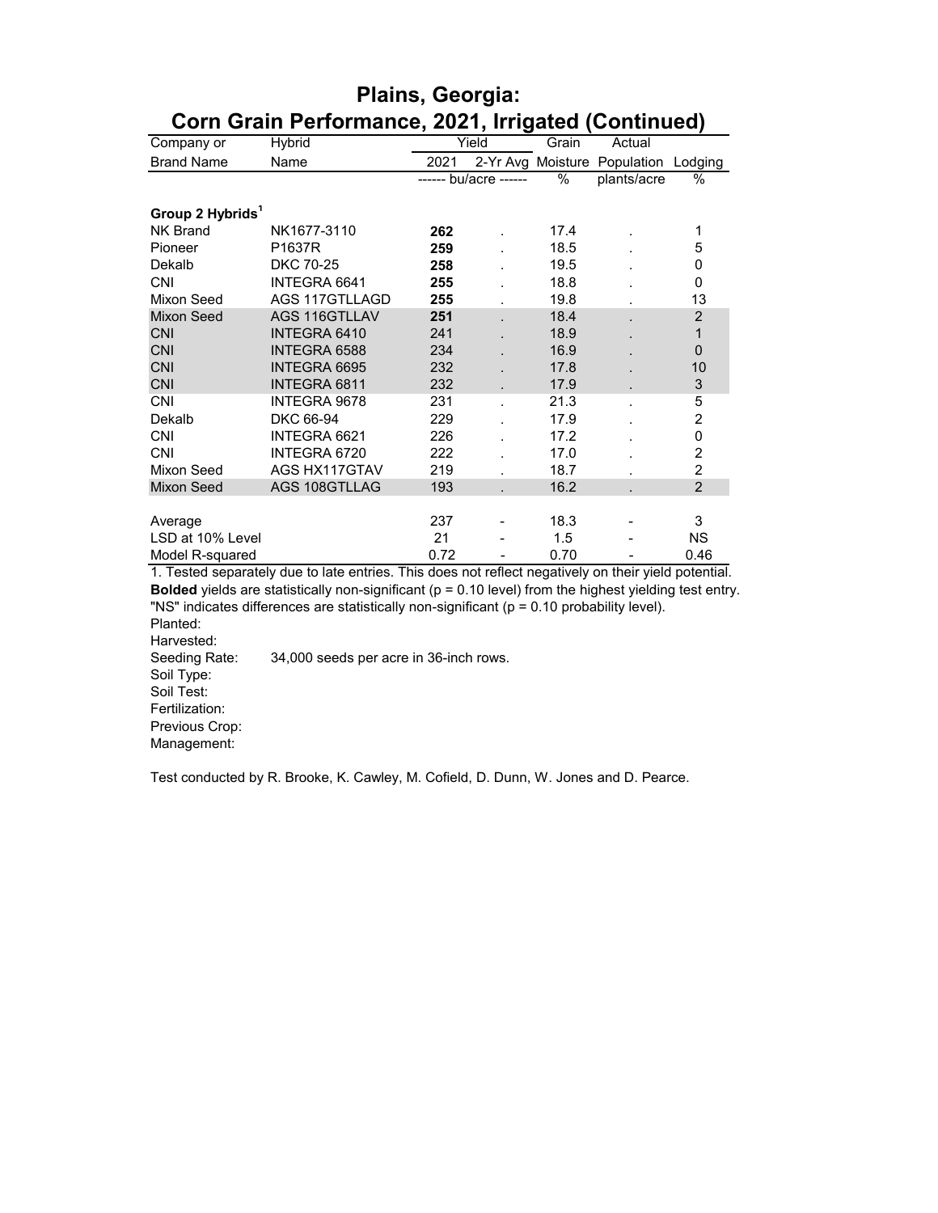# Plains, Georgia:
## Corn Grain Performance, 2021, Irrigated (Continued)

| Company or Brand Name | Hybrid Name | Yield 2021 | Yield 2-Yr Avg | Grain Moisture | Actual Population | Lodging |
|---|---|---|---|---|---|---|
| | | ------ bu/acre ------ | | % | plants/acre | % |
| **Group 2 Hybrids[1]** | | | | | | |
| NK Brand | NK1677-3110 | **262** | . | 17.4 | . | 1 |
| Pioneer | P1637R | **259** | . | 18.5 | . | 5 |
| Dekalb | DKC 70-25 | **258** | . | 19.5 | . | 0 |
| CNI | INTEGRA 6641 | **255** | . | 18.8 | . | 0 |
| Mixon Seed | AGS 117GTLLAGD | **255** | . | 19.8 | . | 13 |
| Mixon Seed | AGS 116GTLLAV | **251** | . | 18.4 | . | 2 |
| CNI | INTEGRA 6410 | 241 | . | 18.9 | . | 1 |
| CNI | INTEGRA 6588 | 234 | . | 16.9 | . | 0 |
| CNI | INTEGRA 6695 | 232 | . | 17.8 | . | 10 |
| CNI | INTEGRA 6811 | 232 | . | 17.9 | . | 3 |
| CNI | INTEGRA 9678 | 231 | . | 21.3 | . | 5 |
| Dekalb | DKC 66-94 | 229 | . | 17.9 | . | 2 |
| CNI | INTEGRA 6621 | 226 | . | 17.2 | . | 0 |
| CNI | INTEGRA 6720 | 222 | . | 17.0 | . | 2 |
| Mixon Seed | AGS HX117GTAV | 219 | . | 18.7 | . | 2 |
| Mixon Seed | AGS 108GTLLAG | 193 | . | 16.2 | . | 2 |
| Average | | 237 | - | 18.3 | - | 3 |
| LSD at 10% Level | | 21 | - | 1.5 | - | NS |
| Model R-squared | | 0.72 | - | 0.70 | - | 0.46 |

1. Tested separately due to late entries. This does not reflect negatively on their yield potential.

**Bolded** yields are statistically non-significant (p = 0.10 level) from the highest yielding test entry.

"NS" indicates differences are statistically non-significant (p = 0.10 probability level).

Planted:
Harvested:
Seeding Rate: 34,000 seeds per acre in 36-inch rows.
Soil Type:
Soil Test:
Fertilization:
Previous Crop:
Management:

Test conducted by R. Brooke, K. Cawley, M. Cofield, D. Dunn, W. Jones and D. Pearce.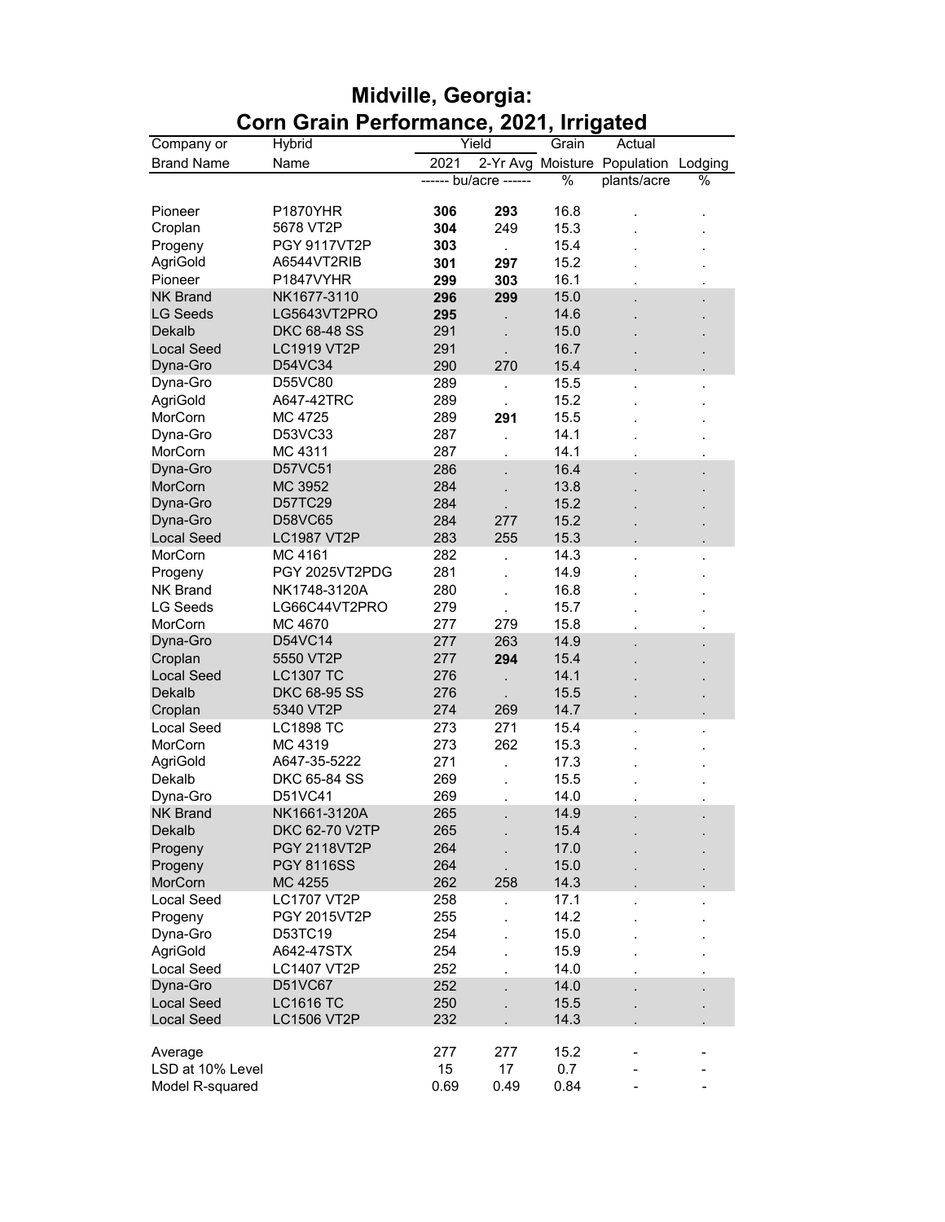# Midville, Georgia: Corn Grain Performance, 2021, Irrigated

| Company or Brand Name | Hybrid Name | Yield 2021 | Yield 2-Yr Avg | Grain Moisture | Actual Population | Lodging |
|---|---|---|---|---|---|---|
| | | ------ bu/acre ------ | | % | plants/acre | % |
| Pioneer | P1870YHR | **306** | **293** | 16.8 | . | . |
| Croplan | 5678 VT2P | **304** | 249 | 15.3 | . | . |
| Progeny | PGY 9117VT2P | **303** | . | 15.4 | . | . |
| AgriGold | A6544VT2RIB | **301** | **297** | 15.2 | . | . |
| Pioneer | P1847VYHR | **299** | **303** | 16.1 | . | . |
| NK Brand | NK1677-3110 | **296** | **299** | 15.0 | . | . |
| LG Seeds | LG5643VT2PRO | **295** | . | 14.6 | . | . |
| Dekalb | DKC 68-48 SS | 291 | . | 15.0 | . | . |
| Local Seed | LC1919 VT2P | 291 | . | 16.7 | . | . |
| Dyna-Gro | D54VC34 | 290 | 270 | 15.4 | . | . |
| Dyna-Gro | D55VC80 | 289 | . | 15.5 | . | . |
| AgriGold | A647-42TRC | 289 | . | 15.2 | . | . |
| MorCorn | MC 4725 | 289 | **291** | 15.5 | . | . |
| Dyna-Gro | D53VC33 | 287 | . | 14.1 | . | . |
| MorCorn | MC 4311 | 287 | . | 14.1 | . | . |
| Dyna-Gro | D57VC51 | 286 | . | 16.4 | . | . |
| MorCorn | MC 3952 | 284 | . | 13.8 | . | . |
| Dyna-Gro | D57TC29 | 284 | . | 15.2 | . | . |
| Dyna-Gro | D58VC65 | 284 | 277 | 15.2 | . | . |
| Local Seed | LC1987 VT2P | 283 | 255 | 15.3 | . | . |
| MorCorn | MC 4161 | 282 | . | 14.3 | . | . |
| Progeny | PGY 2025VT2PDG | 281 | . | 14.9 | . | . |
| NK Brand | NK1748-3120A | 280 | . | 16.8 | . | . |
| LG Seeds | LG66C44VT2PRO | 279 | . | 15.7 | . | . |
| MorCorn | MC 4670 | 277 | 279 | 15.8 | . | . |
| Dyna-Gro | D54VC14 | 277 | 263 | 14.9 | . | . |
| Croplan | 5550 VT2P | 277 | **294** | 15.4 | . | . |
| Local Seed | LC1307 TC | 276 | . | 14.1 | . | . |
| Dekalb | DKC 68-95 SS | 276 | . | 15.5 | . | . |
| Croplan | 5340 VT2P | 274 | 269 | 14.7 | . | . |
| Local Seed | LC1898 TC | 273 | 271 | 15.4 | . | . |
| MorCorn | MC 4319 | 273 | 262 | 15.3 | . | . |
| AgriGold | A647-35-5222 | 271 | . | 17.3 | . | . |
| Dekalb | DKC 65-84 SS | 269 | . | 15.5 | . | . |
| Dyna-Gro | D51VC41 | 269 | . | 14.0 | . | . |
| NK Brand | NK1661-3120A | 265 | . | 14.9 | . | . |
| Dekalb | DKC 62-70 V2TP | 265 | . | 15.4 | . | . |
| Progeny | PGY 2118VT2P | 264 | . | 17.0 | . | . |
| Progeny | PGY 8116SS | 264 | . | 15.0 | . | . |
| MorCorn | MC 4255 | 262 | 258 | 14.3 | . | . |
| Local Seed | LC1707 VT2P | 258 | . | 17.1 | . | . |
| Progeny | PGY 2015VT2P | 255 | . | 14.2 | . | . |
| Dyna-Gro | D53TC19 | 254 | . | 15.0 | . | . |
| AgriGold | A642-47STX | 254 | . | 15.9 | . | . |
| Local Seed | LC1407 VT2P | 252 | . | 14.0 | . | . |
| Dyna-Gro | D51VC67 | 252 | . | 14.0 | . | . |
| Local Seed | LC1616 TC | 250 | . | 15.5 | . | . |
| Local Seed | LC1506 VT2P | 232 | . | 14.3 | . | . |
| Average | | 277 | 277 | 15.2 | - | - |
| LSD at 10% Level | | 15 | 17 | 0.7 | - | - |
| Model R-squared | | 0.69 | 0.49 | 0.84 | - | - |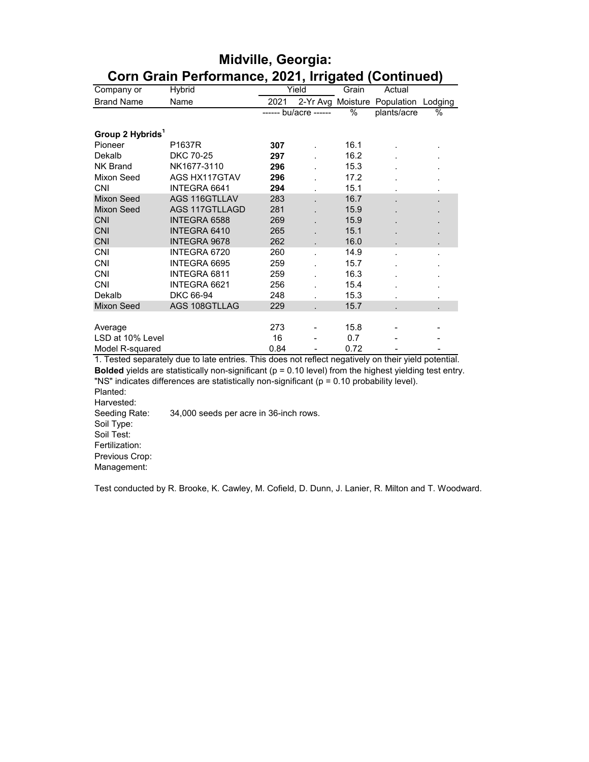# Midville, Georgia:
## Corn Grain Performance, 2021, Irrigated (Continued)

| Company or | Hybrid | Yield | | Grain | Actual | |
|---|---|---|---|---|---|---|
| Brand Name | Name | 2021 | 2-Yr Avg | Moisture | Population | Lodging |
| | | ------ bu/acre ------ | | % | plants/acre | % |
| **Group 2 Hybrids[1]** | | | | | | |
| Pioneer | P1637R | **307** | . | 16.1 | . | . |
| Dekalb | DKC 70-25 | **297** | . | 16.2 | . | . |
| NK Brand | NK1677-3110 | **296** | . | 15.3 | . | . |
| Mixon Seed | AGS HX117GTAV | **296** | . | 17.2 | . | . |
| CNI | INTEGRA 6641 | **294** | . | 15.1 | . | . |
| Mixon Seed | AGS 116GTLLAV | 283 | . | 16.7 | . | . |
| Mixon Seed | AGS 117GTLLAGD | 281 | . | 15.9 | . | . |
| CNI | INTEGRA 6588 | 269 | . | 15.9 | . | . |
| CNI | INTEGRA 6410 | 265 | . | 15.1 | . | . |
| CNI | INTEGRA 9678 | 262 | . | 16.0 | . | . |
| CNI | INTEGRA 6720 | 260 | . | 14.9 | . | . |
| CNI | INTEGRA 6695 | 259 | . | 15.7 | . | . |
| CNI | INTEGRA 6811 | 259 | . | 16.3 | . | . |
| CNI | INTEGRA 6621 | 256 | . | 15.4 | . | . |
| Dekalb | DKC 66-94 | 248 | . | 15.3 | . | . |
| Mixon Seed | AGS 108GTLLAG | 229 | . | 15.7 | . | . |
| Average | | 273 | - | 15.8 | - | - |
| LSD at 10% Level | | 16 | - | 0.7 | - | - |
| Model R-squared | | 0.84 | - | 0.72 | - | - |

1. Tested separately due to late entries. This does not reflect negatively on their yield potential.

**Bolded** yields are statistically non-significant (p = 0.10 level) from the highest yielding test entry.

"NS" indicates differences are statistically non-significant (p = 0.10 probability level).

Planted:
Harvested:
Seeding Rate: 34,000 seeds per acre in 36-inch rows.
Soil Type:
Soil Test:
Fertilization:
Previous Crop:
Management:

Test conducted by R. Brooke, K. Cawley, M. Cofield, D. Dunn, J. Lanier, R. Milton and T. Woodward.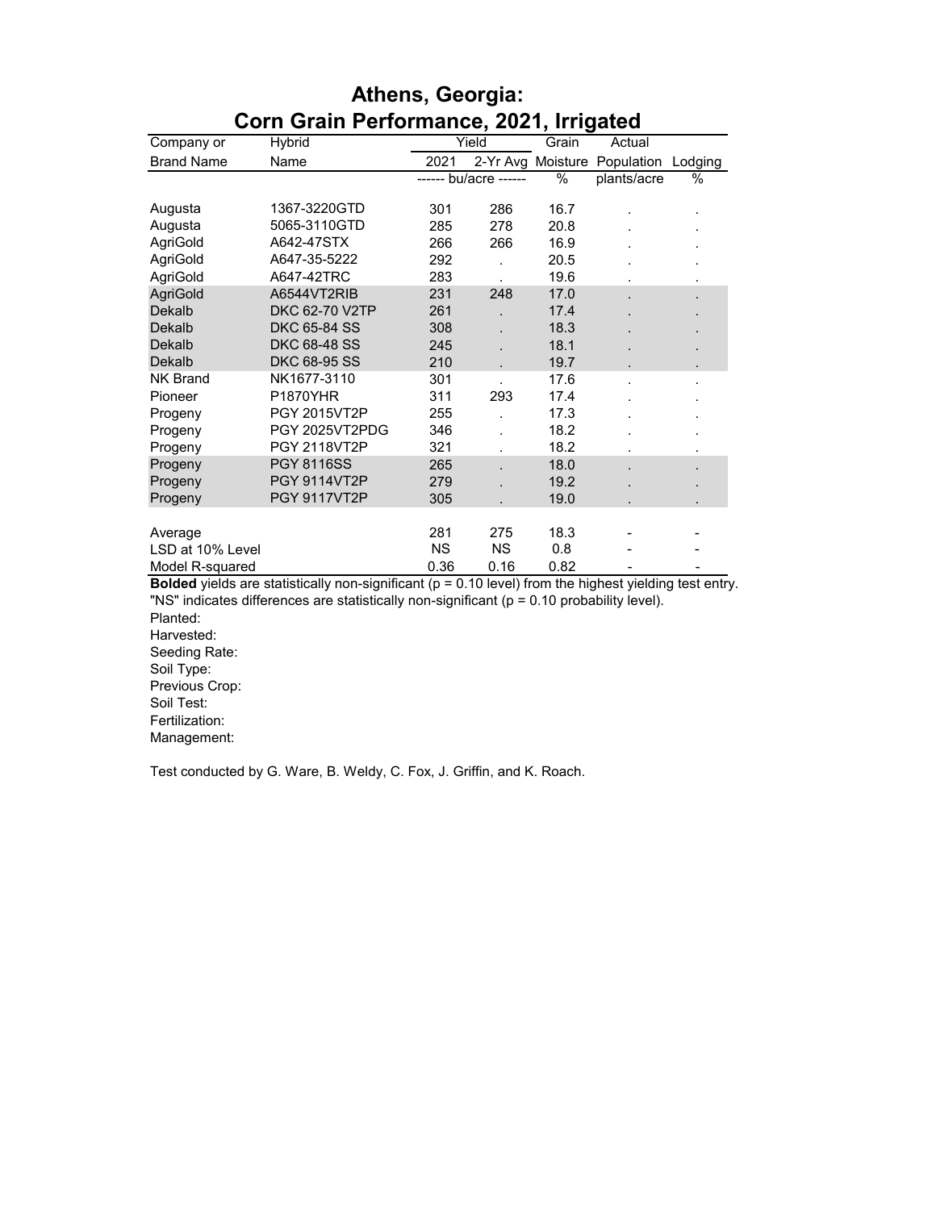# Athens, Georgia:
## Corn Grain Performance, 2021, Irrigated

| Company or Brand Name | Hybrid Name | Yield 2021 | Yield 2-Yr Avg | Grain Moisture | Actual Population | Lodging |
|---|---|---|---|---|---|---|
| | | ------ bu/acre ------ | | % | plants/acre | % |
| Augusta | 1367-3220GTD | 301 | 286 | 16.7 | . | . |
| Augusta | 5065-3110GTD | 285 | 278 | 20.8 | . | . |
| AgriGold | A642-47STX | 266 | 266 | 16.9 | . | . |
| AgriGold | A647-35-5222 | 292 | . | 20.5 | . | . |
| AgriGold | A647-42TRC | 283 | . | 19.6 | . | . |
| AgriGold | A6544VT2RIB | 231 | 248 | 17.0 | . | . |
| Dekalb | DKC 62-70 V2TP | 261 | . | 17.4 | . | . |
| Dekalb | DKC 65-84 SS | 308 | . | 18.3 | . | . |
| Dekalb | DKC 68-48 SS | 245 | . | 18.1 | . | . |
| Dekalb | DKC 68-95 SS | 210 | . | 19.7 | . | . |
| NK Brand | NK1677-3110 | 301 | . | 17.6 | . | . |
| Pioneer | P1870YHR | 311 | 293 | 17.4 | . | . |
| Progeny | PGY 2015VT2P | 255 | . | 17.3 | . | . |
| Progeny | PGY 2025VT2PDG | 346 | . | 18.2 | . | . |
| Progeny | PGY 2118VT2P | 321 | . | 18.2 | . | . |
| Progeny | PGY 8116SS | 265 | . | 18.0 | . | . |
| Progeny | PGY 9114VT2P | 279 | . | 19.2 | . | . |
| Progeny | PGY 9117VT2P | 305 | . | 19.0 | . | . |
| Average | | 281 | 275 | 18.3 | - | - |
| LSD at 10% Level | | NS | NS | 0.8 | - | - |
| Model R-squared | | 0.36 | 0.16 | 0.82 | - | - |

**Bolded** yields are statistically non-significant (p = 0.10 level) from the highest yielding test entry.
"NS" indicates differences are statistically non-significant (p = 0.10 probability level).

Planted:
Harvested:
Seeding Rate:
Soil Type:
Previous Crop:
Soil Test:
Fertilization:
Management:

Test conducted by G. Ware, B. Weldy, C. Fox, J. Griffin, and K. Roach.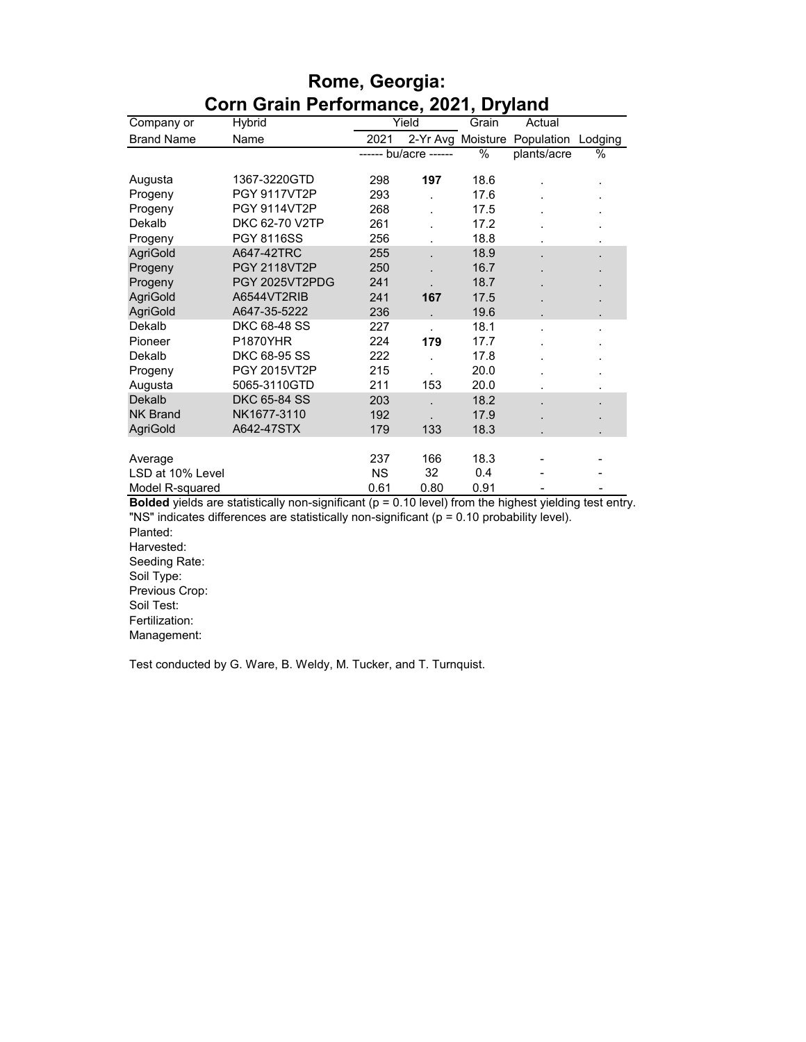# Rome, Georgia:
## Corn Grain Performance, 2021, Dryland

| Company or | Hybrid | Yield | | Grain | Actual | |
|---|---|---|---|---|---|---|
| Brand Name | Name | 2021 | 2-Yr Avg | Moisture | Population | Lodging |
| | | ------ bu/acre ------ | | % | plants/acre | % |
| Augusta | 1367-3220GTD | 298 | **197** | 18.6 | . | . |
| Progeny | PGY 9117VT2P | 293 | . | 17.6 | . | . |
| Progeny | PGY 9114VT2P | 268 | . | 17.5 | . | . |
| Dekalb | DKC 62-70 V2TP | 261 | . | 17.2 | . | . |
| Progeny | PGY 8116SS | 256 | . | 18.8 | . | . |
| AgriGold | A647-42TRC | 255 | . | 18.9 | . | . |
| Progeny | PGY 2118VT2P | 250 | . | 16.7 | . | . |
| Progeny | PGY 2025VT2PDG | 241 | . | 18.7 | . | . |
| AgriGold | A6544VT2RIB | 241 | **167** | 17.5 | . | . |
| AgriGold | A647-35-5222 | 236 | . | 19.6 | . | . |
| Dekalb | DKC 68-48 SS | 227 | . | 18.1 | . | . |
| Pioneer | P1870YHR | 224 | **179** | 17.7 | . | . |
| Dekalb | DKC 68-95 SS | 222 | . | 17.8 | . | . |
| Progeny | PGY 2015VT2P | 215 | . | 20.0 | . | . |
| Augusta | 5065-3110GTD | 211 | 153 | 20.0 | . | . |
| Dekalb | DKC 65-84 SS | 203 | . | 18.2 | . | . |
| NK Brand | NK1677-3110 | 192 | . | 17.9 | . | . |
| AgriGold | A642-47STX | 179 | 133 | 18.3 | . | . |
| Average | | 237 | 166 | 18.3 | - | - |
| LSD at 10% Level | | NS | 32 | 0.4 | - | - |
| Model R-squared | | 0.61 | 0.80 | 0.91 | - | - |

**Bolded** yields are statistically non-significant (p = 0.10 level) from the highest yielding test entry.
"NS" indicates differences are statistically non-significant (p = 0.10 probability level).

Planted:
Harvested:
Seeding Rate:
Soil Type:
Previous Crop:
Soil Test:
Fertilization:
Management:

Test conducted by G. Ware, B. Weldy, M. Tucker, and T. Turnquist.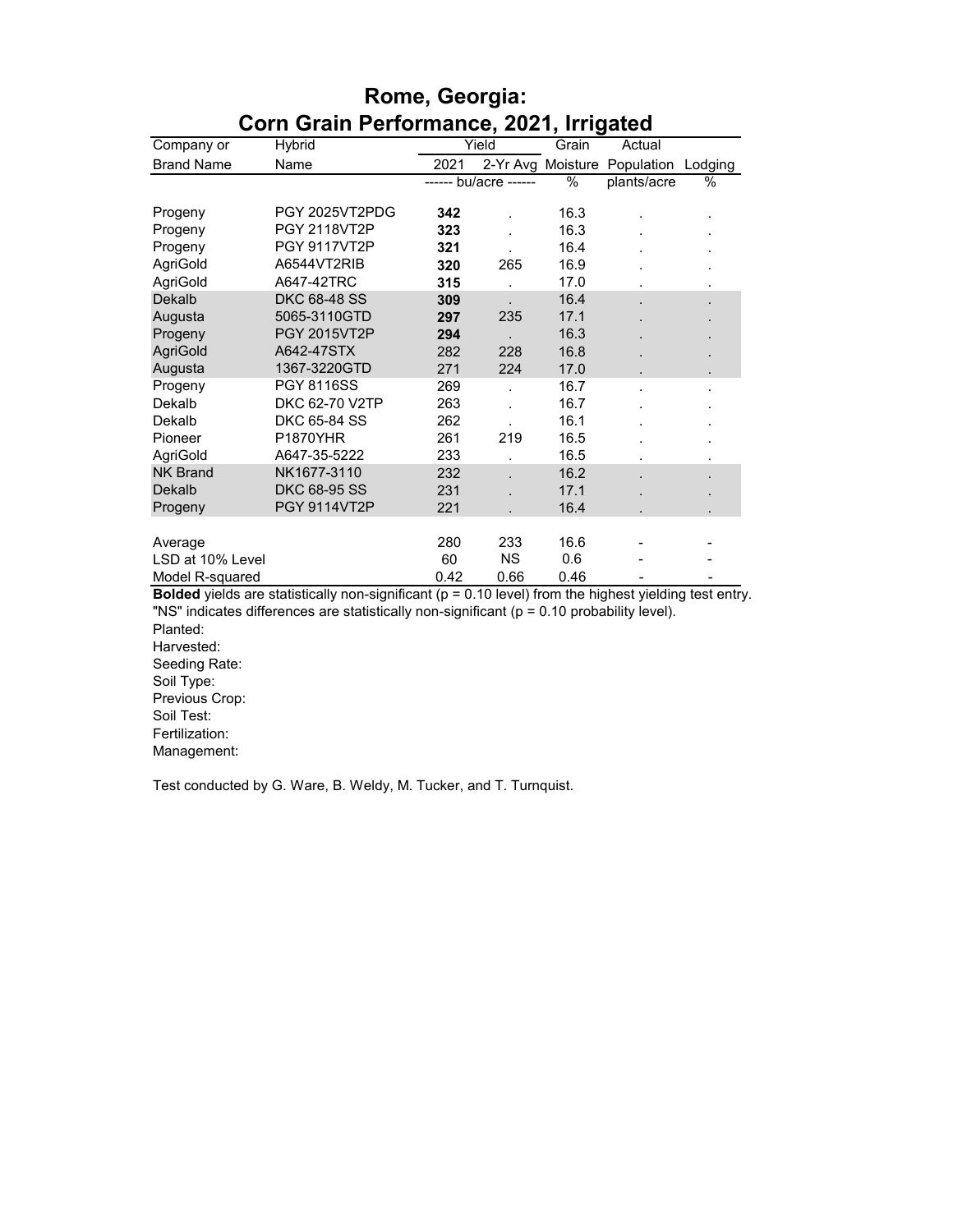# Rome, Georgia:
# Corn Grain Performance, 2021, Irrigated

| Company or | Hybrid | Yield | | Grain | Actual | |
|---|---|---|---|---|---|---|
| Brand Name | Name | 2021 | 2-Yr Avg | Moisture | Population | Lodging |
| | | ------ bu/acre ------ | | % | plants/acre | % |
| Progeny | PGY 2025VT2PDG | **342** | . | 16.3 | . | . |
| Progeny | PGY 2118VT2P | **323** | . | 16.3 | . | . |
| Progeny | PGY 9117VT2P | **321** | . | 16.4 | . | . |
| AgriGold | A6544VT2RIB | **320** | 265 | 16.9 | . | . |
| AgriGold | A647-42TRC | **315** | . | 17.0 | . | . |
| Dekalb | DKC 68-48 SS | **309** | . | 16.4 | . | . |
| Augusta | 5065-3110GTD | **297** | 235 | 17.1 | . | . |
| Progeny | PGY 2015VT2P | **294** | . | 16.3 | . | . |
| AgriGold | A642-47STX | 282 | 228 | 16.8 | . | . |
| Augusta | 1367-3220GTD | 271 | 224 | 17.0 | . | . |
| Progeny | PGY 8116SS | 269 | . | 16.7 | . | . |
| Dekalb | DKC 62-70 V2TP | 263 | . | 16.7 | . | . |
| Dekalb | DKC 65-84 SS | 262 | . | 16.1 | . | . |
| Pioneer | P1870YHR | 261 | 219 | 16.5 | . | . |
| AgriGold | A647-35-5222 | 233 | . | 16.5 | . | . |
| NK Brand | NK1677-3110 | 232 | . | 16.2 | . | . |
| Dekalb | DKC 68-95 SS | 231 | . | 17.1 | . | . |
| Progeny | PGY 9114VT2P | 221 | . | 16.4 | . | . |
| Average | | 280 | 233 | 16.6 | - | - |
| LSD at 10% Level | | 60 | NS | 0.6 | - | - |
| Model R-squared | | 0.42 | 0.66 | 0.46 | - | - |

**Bolded** yields are statistically non-significant (p = 0.10 level) from the highest yielding test entry.
"NS" indicates differences are statistically non-significant (p = 0.10 probability level).

Planted:
Harvested:
Seeding Rate:
Soil Type:
Previous Crop:
Soil Test:
Fertilization:
Management:

Test conducted by G. Ware, B. Weldy, M. Tucker, and T. Turnquist.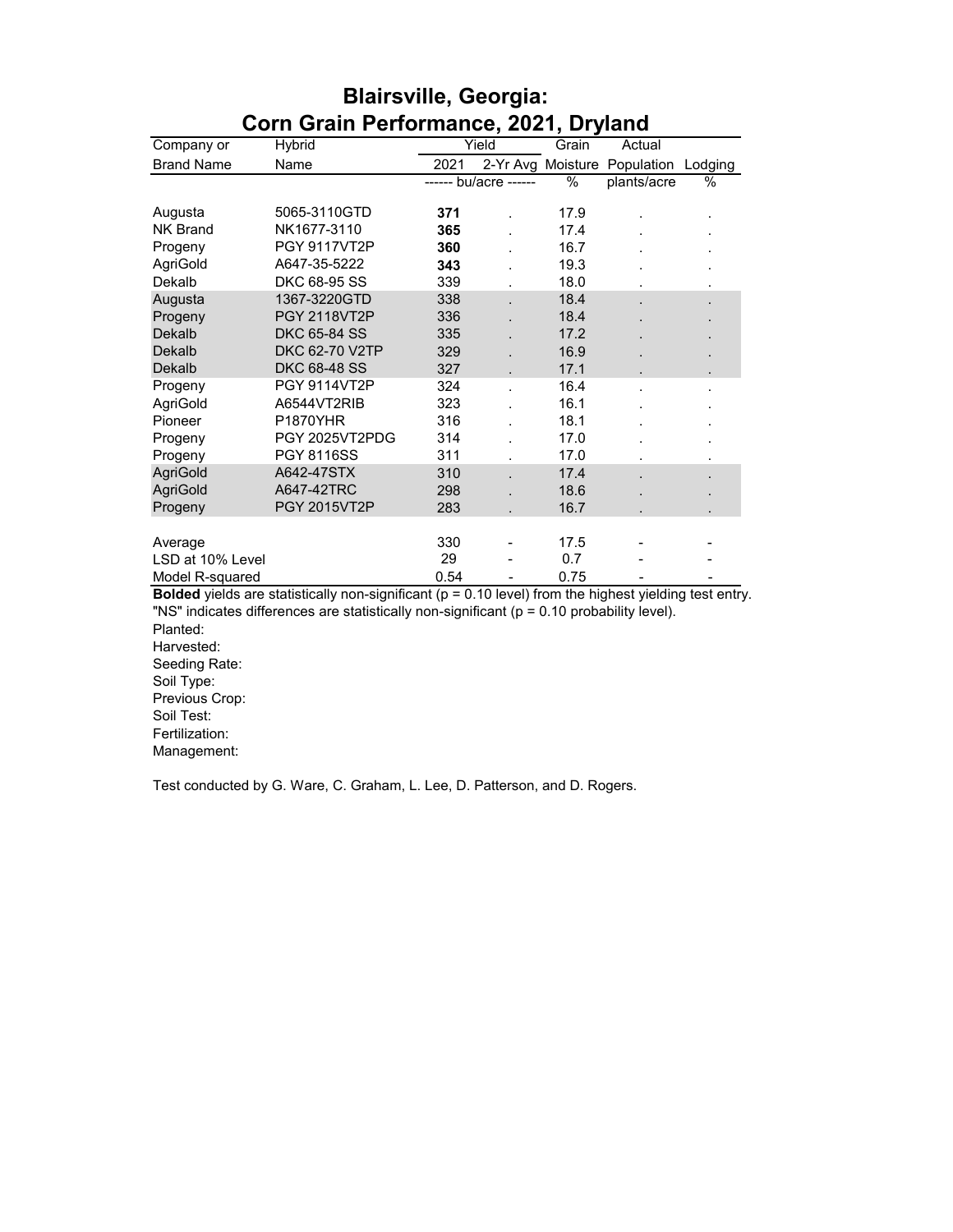# Blairsville, Georgia:
## Corn Grain Performance, 2021, Dryland

| Company or Brand Name | Hybrid Name | Yield 2021 | Yield 2-Yr Avg | Grain Moisture | Actual Population | Lodging |
|---|---|---|---|---|---|---|
| | | ------ bu/acre ------ | | % | plants/acre | % |
| Augusta | 5065-3110GTD | **371** | . | 17.9 | . | . |
| NK Brand | NK1677-3110 | **365** | . | 17.4 | . | . |
| Progeny | PGY 9117VT2P | **360** | . | 16.7 | . | . |
| AgriGold | A647-35-5222 | **343** | . | 19.3 | . | . |
| Dekalb | DKC 68-95 SS | 339 | . | 18.0 | . | . |
| Augusta | 1367-3220GTD | 338 | . | 18.4 | . | . |
| Progeny | PGY 2118VT2P | 336 | . | 18.4 | . | . |
| Dekalb | DKC 65-84 SS | 335 | . | 17.2 | . | . |
| Dekalb | DKC 62-70 V2TP | 329 | . | 16.9 | . | . |
| Dekalb | DKC 68-48 SS | 327 | . | 17.1 | . | . |
| Progeny | PGY 9114VT2P | 324 | . | 16.4 | . | . |
| AgriGold | A6544VT2RIB | 323 | . | 16.1 | . | . |
| Pioneer | P1870YHR | 316 | . | 18.1 | . | . |
| Progeny | PGY 2025VT2PDG | 314 | . | 17.0 | . | . |
| Progeny | PGY 8116SS | 311 | . | 17.0 | . | . |
| AgriGold | A642-47STX | 310 | . | 17.4 | . | . |
| AgriGold | A647-42TRC | 298 | . | 18.6 | . | . |
| Progeny | PGY 2015VT2P | 283 | . | 16.7 | . | . |
| Average | | 330 | - | 17.5 | - | - |
| LSD at 10% Level | | 29 | - | 0.7 | - | - |
| Model R-squared | | 0.54 | - | 0.75 | - | - |

**Bolded** yields are statistically non-significant (p = 0.10 level) from the highest yielding test entry.
"NS" indicates differences are statistically non-significant (p = 0.10 probability level).

Planted:
Harvested:
Seeding Rate:
Soil Type:
Previous Crop:
Soil Test:
Fertilization:
Management:

Test conducted by G. Ware, C. Graham, L. Lee, D. Patterson, and D. Rogers.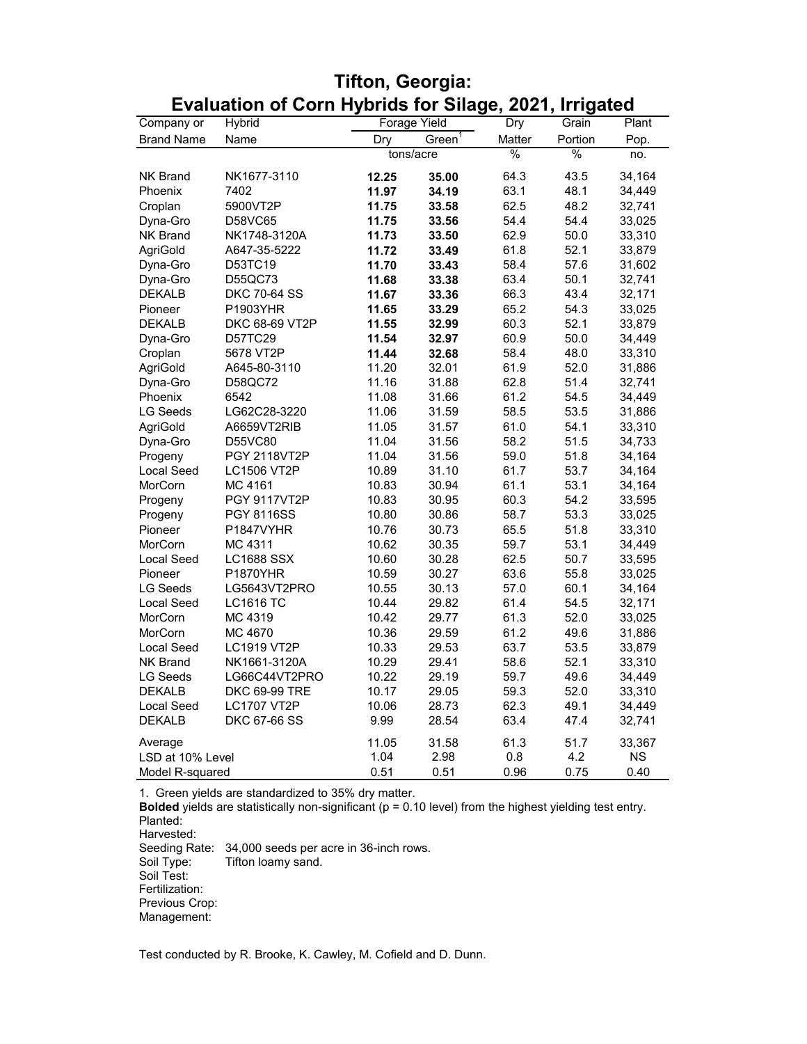# Tifton, Georgia:
## Evaluation of Corn Hybrids for Silage, 2021, Irrigated

| Company or Brand Name | Hybrid Name | Forage Yield Dry | Forage Yield Green[1] | Dry Matter | Grain Portion | Plant Pop. |
|---|---|---|---|---|---|---|
| | | tons/acre | | % | % | no. |
| NK Brand | NK1677-3110 | **12.25** | **35.00** | 64.3 | 43.5 | 34,164 |
| Phoenix | 7402 | **11.97** | **34.19** | 63.1 | 48.1 | 34,449 |
| Croplan | 5900VT2P | **11.75** | **33.58** | 62.5 | 48.2 | 32,741 |
| Dyna-Gro | D58VC65 | **11.75** | **33.56** | 54.4 | 54.4 | 33,025 |
| NK Brand | NK1748-3120A | **11.73** | **33.50** | 62.9 | 50.0 | 33,310 |
| AgriGold | A647-35-5222 | **11.72** | **33.49** | 61.8 | 52.1 | 33,879 |
| Dyna-Gro | D53TC19 | **11.70** | **33.43** | 58.4 | 57.6 | 31,602 |
| Dyna-Gro | D55QC73 | **11.68** | **33.38** | 63.4 | 50.1 | 32,741 |
| DEKALB | DKC 70-64 SS | **11.67** | **33.36** | 66.3 | 43.4 | 32,171 |
| Pioneer | P1903YHR | **11.65** | **33.29** | 65.2 | 54.3 | 33,025 |
| DEKALB | DKC 68-69 VT2P | **11.55** | **32.99** | 60.3 | 52.1 | 33,879 |
| Dyna-Gro | D57TC29 | **11.54** | **32.97** | 60.9 | 50.0 | 34,449 |
| Croplan | 5678 VT2P | **11.44** | **32.68** | 58.4 | 48.0 | 33,310 |
| AgriGold | A645-80-3110 | 11.20 | 32.01 | 61.9 | 52.0 | 31,886 |
| Dyna-Gro | D58QC72 | 11.16 | 31.88 | 62.8 | 51.4 | 32,741 |
| Phoenix | 6542 | 11.08 | 31.66 | 61.2 | 54.5 | 34,449 |
| LG Seeds | LG62C28-3220 | 11.06 | 31.59 | 58.5 | 53.5 | 31,886 |
| AgriGold | A6659VT2RIB | 11.05 | 31.57 | 61.0 | 54.1 | 33,310 |
| Dyna-Gro | D55VC80 | 11.04 | 31.56 | 58.2 | 51.5 | 34,733 |
| Progeny | PGY 2118VT2P | 11.04 | 31.56 | 59.0 | 51.8 | 34,164 |
| Local Seed | LC1506 VT2P | 10.89 | 31.10 | 61.7 | 53.7 | 34,164 |
| MorCorn | MC 4161 | 10.83 | 30.94 | 61.1 | 53.1 | 34,164 |
| Progeny | PGY 9117VT2P | 10.83 | 30.95 | 60.3 | 54.2 | 33,595 |
| Progeny | PGY 8116SS | 10.80 | 30.86 | 58.7 | 53.3 | 33,025 |
| Pioneer | P1847VYHR | 10.76 | 30.73 | 65.5 | 51.8 | 33,310 |
| MorCorn | MC 4311 | 10.62 | 30.35 | 59.7 | 53.1 | 34,449 |
| Local Seed | LC1688 SSX | 10.60 | 30.28 | 62.5 | 50.7 | 33,595 |
| Pioneer | P1870YHR | 10.59 | 30.27 | 63.6 | 55.8 | 33,025 |
| LG Seeds | LG5643VT2PRO | 10.55 | 30.13 | 57.0 | 60.1 | 34,164 |
| Local Seed | LC1616 TC | 10.44 | 29.82 | 61.4 | 54.5 | 32,171 |
| MorCorn | MC 4319 | 10.42 | 29.77 | 61.3 | 52.0 | 33,025 |
| MorCorn | MC 4670 | 10.36 | 29.59 | 61.2 | 49.6 | 31,886 |
| Local Seed | LC1919 VT2P | 10.33 | 29.53 | 63.7 | 53.5 | 33,879 |
| NK Brand | NK1661-3120A | 10.29 | 29.41 | 58.6 | 52.1 | 33,310 |
| LG Seeds | LG66C44VT2PRO | 10.22 | 29.19 | 59.7 | 49.6 | 34,449 |
| DEKALB | DKC 69-99 TRE | 10.17 | 29.05 | 59.3 | 52.0 | 33,310 |
| Local Seed | LC1707 VT2P | 10.06 | 28.73 | 62.3 | 49.1 | 34,449 |
| DEKALB | DKC 67-66 SS | 9.99 | 28.54 | 63.4 | 47.4 | 32,741 |
| Average | | 11.05 | 31.58 | 61.3 | 51.7 | 33,367 |
| LSD at 10% Level | | 1.04 | 2.98 | 0.8 | 4.2 | NS |
| Model R-squared | | 0.51 | 0.51 | 0.96 | 0.75 | 0.40 |

1. Green yields are standardized to 35% dry matter.

**Bolded** yields are statistically non-significant (p = 0.10 level) from the highest yielding test entry.

Planted:
Harvested:
Seeding Rate: 34,000 seeds per acre in 36-inch rows.
Soil Type: Tifton loamy sand.
Soil Test:
Fertilization:
Previous Crop:
Management:

Test conducted by R. Brooke, K. Cawley, M. Cofield and D. Dunn.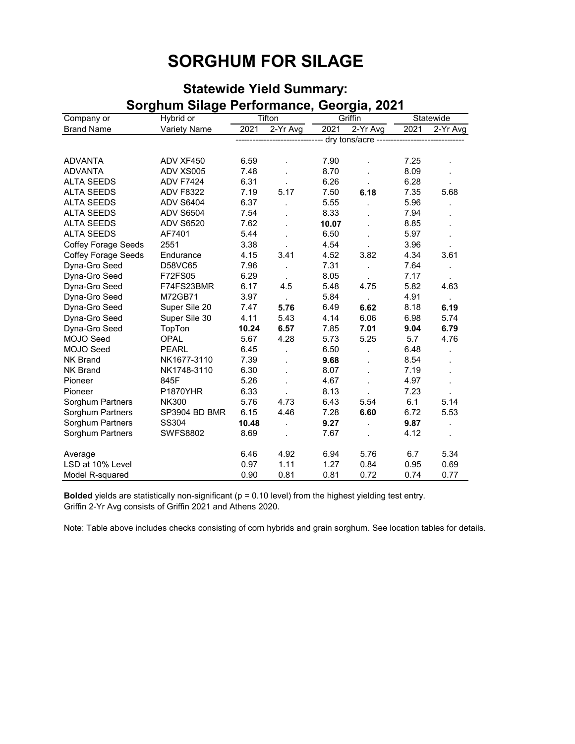# SORGHUM FOR SILAGE

## Statewide Yield Summary: Sorghum Silage Performance, Georgia, 2021

| Company or | Hybrid or | Tifton | | Griffin | | Statewide | |
|---|---|---|---|---|---|---|---|
| Brand Name | Variety Name | 2021 | 2-Yr Avg | 2021 | 2-Yr Avg | 2021 | 2-Yr Avg |
| | | dry tons/acre | | | | | |
| ADVANTA | ADV XF450 | 6.59 | . | 7.90 | . | 7.25 | . |
| ADVANTA | ADV XS005 | 7.48 | . | 8.70 | . | 8.09 | . |
| ALTA SEEDS | ADV F7424 | 6.31 | . | 6.26 | . | 6.28 | . |
| ALTA SEEDS | ADV F8322 | 7.19 | 5.17 | 7.50 | **6.18** | 7.35 | 5.68 |
| ALTA SEEDS | ADV S6404 | 6.37 | . | 5.55 | . | 5.96 | . |
| ALTA SEEDS | ADV S6504 | 7.54 | . | 8.33 | . | 7.94 | . |
| ALTA SEEDS | ADV S6520 | 7.62 | . | **10.07** | . | 8.85 | . |
| ALTA SEEDS | AF7401 | 5.44 | . | 6.50 | . | 5.97 | . |
| Coffey Forage Seeds | 2551 | 3.38 | . | 4.54 | . | 3.96 | . |
| Coffey Forage Seeds | Endurance | 4.15 | 3.41 | 4.52 | 3.82 | 4.34 | 3.61 |
| Dyna-Gro Seed | D58VC65 | 7.96 | . | 7.31 | . | 7.64 | . |
| Dyna-Gro Seed | F72FS05 | 6.29 | . | 8.05 | . | 7.17 | . |
| Dyna-Gro Seed | F74FS23BMR | 6.17 | 4.5 | 5.48 | 4.75 | 5.82 | 4.63 |
| Dyna-Gro Seed | M72GB71 | 3.97 | . | 5.84 | . | 4.91 | . |
| Dyna-Gro Seed | Super Sile 20 | 7.47 | **5.76** | 6.49 | **6.62** | 8.18 | **6.19** |
| Dyna-Gro Seed | Super Sile 30 | 4.11 | 5.43 | 4.14 | 6.06 | 6.98 | 5.74 |
| Dyna-Gro Seed | TopTon | **10.24** | **6.57** | 7.85 | **7.01** | **9.04** | **6.79** |
| MOJO Seed | OPAL | 5.67 | 4.28 | 5.73 | 5.25 | 5.7 | 4.76 |
| MOJO Seed | PEARL | 6.45 | . | 6.50 | . | 6.48 | . |
| NK Brand | NK1677-3110 | 7.39 | . | **9.68** | . | 8.54 | . |
| NK Brand | NK1748-3110 | 6.30 | . | 8.07 | . | 7.19 | . |
| Pioneer | 845F | 5.26 | . | 4.67 | . | 4.97 | . |
| Pioneer | P1870YHR | 6.33 | . | 8.13 | . | 7.23 | . |
| Sorghum Partners | NK300 | 5.76 | 4.73 | 6.43 | 5.54 | 6.1 | 5.14 |
| Sorghum Partners | SP3904 BD BMR | 6.15 | 4.46 | 7.28 | **6.60** | 6.72 | 5.53 |
| Sorghum Partners | SS304 | **10.48** | . | **9.27** | . | **9.87** | . |
| Sorghum Partners | SWFS8802 | 8.69 | . | 7.67 | . | 4.12 | . |
| Average | | 6.46 | 4.92 | 6.94 | 5.76 | 6.7 | 5.34 |
| LSD at 10% Level | | 0.97 | 1.11 | 1.27 | 0.84 | 0.95 | 0.69 |
| Model R-squared | | 0.90 | 0.81 | 0.81 | 0.72 | 0.74 | 0.77 |

**Bolded** yields are statistically non-significant (p = 0.10 level) from the highest yielding test entry.
Griffin 2-Yr Avg consists of Griffin 2021 and Athens 2020.

Note: Table above includes checks consisting of corn hybrids and grain sorghum. See location tables for details.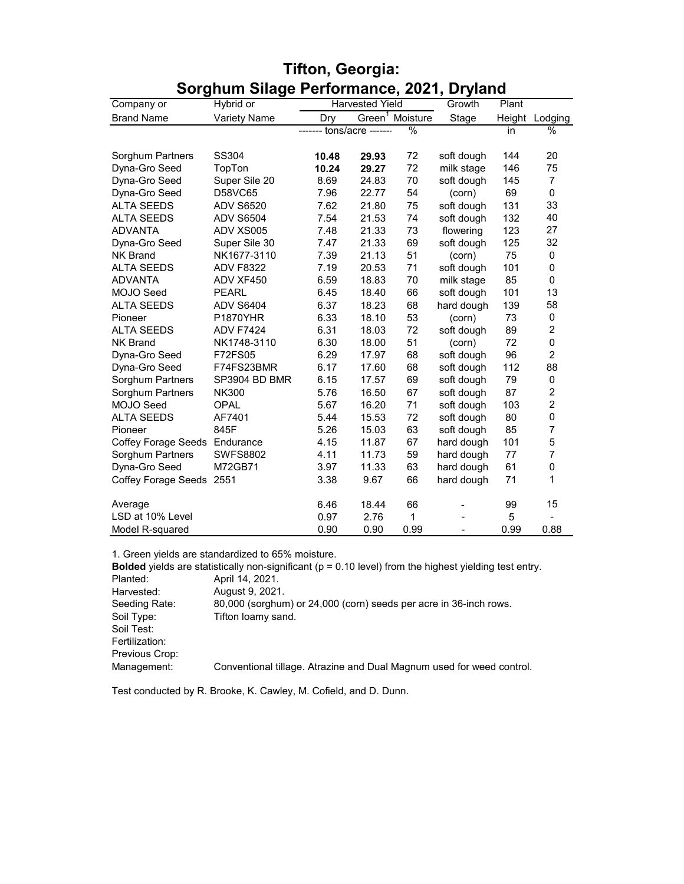# Tifton, Georgia: Sorghum Silage Performance, 2021, Dryland

| Company or | Hybrid or | Harvested Yield | | | Growth | Plant | |
|---|---|---|---|---|---|---|---|
| Brand Name | Variety Name | Dry | Green[1] | Moisture | Stage | Height | Lodging |
| | | ------- tons/acre ------- | | % | | in | % |
| Sorghum Partners | SS304 | **10.48** | **29.93** | 72 | soft dough | 144 | 20 |
| Dyna-Gro Seed | TopTon | **10.24** | **29.27** | 72 | milk stage | 146 | 75 |
| Dyna-Gro Seed | Super Sile 20 | 8.69 | 24.83 | 70 | soft dough | 145 | 7 |
| Dyna-Gro Seed | D58VC65 | 7.96 | 22.77 | 54 | (corn) | 69 | 0 |
| ALTA SEEDS | ADV S6520 | 7.62 | 21.80 | 75 | soft dough | 131 | 33 |
| ALTA SEEDS | ADV S6504 | 7.54 | 21.53 | 74 | soft dough | 132 | 40 |
| ADVANTA | ADV XS005 | 7.48 | 21.33 | 73 | flowering | 123 | 27 |
| Dyna-Gro Seed | Super Sile 30 | 7.47 | 21.33 | 69 | soft dough | 125 | 32 |
| NK Brand | NK1677-3110 | 7.39 | 21.13 | 51 | (corn) | 75 | 0 |
| ALTA SEEDS | ADV F8322 | 7.19 | 20.53 | 71 | soft dough | 101 | 0 |
| ADVANTA | ADV XF450 | 6.59 | 18.83 | 70 | milk stage | 85 | 0 |
| MOJO Seed | PEARL | 6.45 | 18.40 | 66 | soft dough | 101 | 13 |
| ALTA SEEDS | ADV S6404 | 6.37 | 18.23 | 68 | hard dough | 139 | 58 |
| Pioneer | P1870YHR | 6.33 | 18.10 | 53 | (corn) | 73 | 0 |
| ALTA SEEDS | ADV F7424 | 6.31 | 18.03 | 72 | soft dough | 89 | 2 |
| NK Brand | NK1748-3110 | 6.30 | 18.00 | 51 | (corn) | 72 | 0 |
| Dyna-Gro Seed | F72FS05 | 6.29 | 17.97 | 68 | soft dough | 96 | 2 |
| Dyna-Gro Seed | F74FS23BMR | 6.17 | 17.60 | 68 | soft dough | 112 | 88 |
| Sorghum Partners | SP3904 BD BMR | 6.15 | 17.57 | 69 | soft dough | 79 | 0 |
| Sorghum Partners | NK300 | 5.76 | 16.50 | 67 | soft dough | 87 | 2 |
| MOJO Seed | OPAL | 5.67 | 16.20 | 71 | soft dough | 103 | 2 |
| ALTA SEEDS | AF7401 | 5.44 | 15.53 | 72 | soft dough | 80 | 0 |
| Pioneer | 845F | 5.26 | 15.03 | 63 | soft dough | 85 | 7 |
| Coffey Forage Seeds | Endurance | 4.15 | 11.87 | 67 | hard dough | 101 | 5 |
| Sorghum Partners | SWFS8802 | 4.11 | 11.73 | 59 | hard dough | 77 | 7 |
| Dyna-Gro Seed | M72GB71 | 3.97 | 11.33 | 63 | hard dough | 61 | 0 |
| Coffey Forage Seeds | 2551 | 3.38 | 9.67 | 66 | hard dough | 71 | 1 |
| Average | | 6.46 | 18.44 | 66 | - | 99 | 15 |
| LSD at 10% Level | | 0.97 | 2.76 | 1 | - | 5 | - |
| Model R-squared | | 0.90 | 0.90 | 0.99 | - | 0.99 | 0.88 |

1. Green yields are standardized to 65% moisture.

**Bolded** yields are statistically non-significant (p = 0.10 level) from the highest yielding test entry.

Planted: April 14, 2021.
Harvested: August 9, 2021.
Seeding Rate: 80,000 (sorghum) or 24,000 (corn) seeds per acre in 36-inch rows.
Soil Type: Tifton loamy sand.
Soil Test:
Fertilization:
Previous Crop:
Management: Conventional tillage. Atrazine and Dual Magnum used for weed control.

Test conducted by R. Brooke, K. Cawley, M. Cofield, and D. Dunn.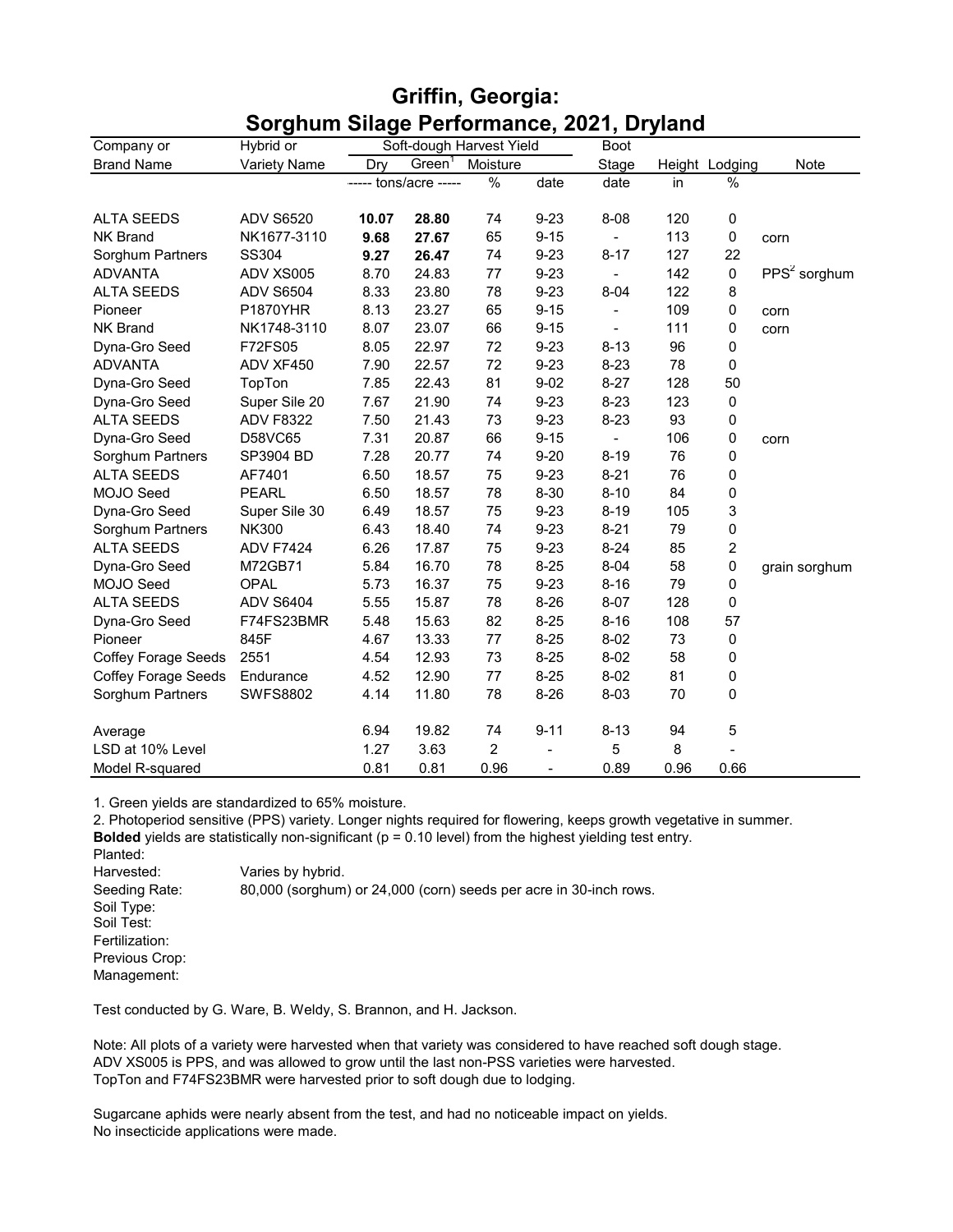# Griffin, Georgia:
# Sorghum Silage Performance, 2021, Dryland

| Company or | Hybrid or | Soft-dough Harvest Yield | | | | Boot | | | |
|---|---|---|---|---|---|---|---|---|---|
| Brand Name | Variety Name | Dry | Green[1] | Moisture | | Stage | Height | Lodging | Note |
| | | ----- tons/acre ----- | | % | date | date | in | % | |
| ALTA SEEDS | ADV S6520 | **10.07** | **28.80** | 74 | 9-23 | 8-08 | 120 | 0 | |
| NK Brand | NK1677-3110 | **9.68** | **27.67** | 65 | 9-15 | - | 113 | 0 | corn |
| Sorghum Partners | SS304 | **9.27** | **26.47** | 74 | 9-23 | 8-17 | 127 | 22 | |
| ADVANTA | ADV XS005 | 8.70 | 24.83 | 77 | 9-23 | - | 142 | 0 | PPS[2] sorghum |
| ALTA SEEDS | ADV S6504 | 8.33 | 23.80 | 78 | 9-23 | 8-04 | 122 | 8 | |
| Pioneer | P1870YHR | 8.13 | 23.27 | 65 | 9-15 | - | 109 | 0 | corn |
| NK Brand | NK1748-3110 | 8.07 | 23.07 | 66 | 9-15 | - | 111 | 0 | corn |
| Dyna-Gro Seed | F72FS05 | 8.05 | 22.97 | 72 | 9-23 | 8-13 | 96 | 0 | |
| ADVANTA | ADV XF450 | 7.90 | 22.57 | 72 | 9-23 | 8-23 | 78 | 0 | |
| Dyna-Gro Seed | TopTon | 7.85 | 22.43 | 81 | 9-02 | 8-27 | 128 | 50 | |
| Dyna-Gro Seed | Super Sile 20 | 7.67 | 21.90 | 74 | 9-23 | 8-23 | 123 | 0 | |
| ALTA SEEDS | ADV F8322 | 7.50 | 21.43 | 73 | 9-23 | 8-23 | 93 | 0 | |
| Dyna-Gro Seed | D58VC65 | 7.31 | 20.87 | 66 | 9-15 | - | 106 | 0 | corn |
| Sorghum Partners | SP3904 BD | 7.28 | 20.77 | 74 | 9-20 | 8-19 | 76 | 0 | |
| ALTA SEEDS | AF7401 | 6.50 | 18.57 | 75 | 9-23 | 8-21 | 76 | 0 | |
| MOJO Seed | PEARL | 6.50 | 18.57 | 78 | 8-30 | 8-10 | 84 | 0 | |
| Dyna-Gro Seed | Super Sile 30 | 6.49 | 18.57 | 75 | 9-23 | 8-19 | 105 | 3 | |
| Sorghum Partners | NK300 | 6.43 | 18.40 | 74 | 9-23 | 8-21 | 79 | 0 | |
| ALTA SEEDS | ADV F7424 | 6.26 | 17.87 | 75 | 9-23 | 8-24 | 85 | 2 | |
| Dyna-Gro Seed | M72GB71 | 5.84 | 16.70 | 78 | 8-25 | 8-04 | 58 | 0 | grain sorghum |
| MOJO Seed | OPAL | 5.73 | 16.37 | 75 | 9-23 | 8-16 | 79 | 0 | |
| ALTA SEEDS | ADV S6404 | 5.55 | 15.87 | 78 | 8-26 | 8-07 | 128 | 0 | |
| Dyna-Gro Seed | F74FS23BMR | 5.48 | 15.63 | 82 | 8-25 | 8-16 | 108 | 57 | |
| Pioneer | 845F | 4.67 | 13.33 | 77 | 8-25 | 8-02 | 73 | 0 | |
| Coffey Forage Seeds | 2551 | 4.54 | 12.93 | 73 | 8-25 | 8-02 | 58 | 0 | |
| Coffey Forage Seeds | Endurance | 4.52 | 12.90 | 77 | 8-25 | 8-02 | 81 | 0 | |
| Sorghum Partners | SWFS8802 | 4.14 | 11.80 | 78 | 8-26 | 8-03 | 70 | 0 | |
| Average | | 6.94 | 19.82 | 74 | 9-11 | 8-13 | 94 | 5 | |
| LSD at 10% Level | | 1.27 | 3.63 | 2 | - | 5 | 8 | - | |
| Model R-squared | | 0.81 | 0.81 | 0.96 | - | 0.89 | 0.96 | 0.66 | |

1. Green yields are standardized to 65% moisture.
2. Photoperiod sensitive (PPS) variety. Longer nights required for flowering, keeps growth vegetative in summer.

**Bolded** yields are statistically non-significant (p = 0.10 level) from the highest yielding test entry.

Planted:
Harvested: Varies by hybrid.
Seeding Rate: 80,000 (sorghum) or 24,000 (corn) seeds per acre in 30-inch rows.
Soil Type:
Soil Test:
Fertilization:
Previous Crop:
Management:

Test conducted by G. Ware, B. Weldy, S. Brannon, and H. Jackson.

Note: All plots of a variety were harvested when that variety was considered to have reached soft dough stage.
ADV XS005 is PPS, and was allowed to grow until the last non-PSS varieties were harvested.
TopTon and F74FS23BMR were harvested prior to soft dough due to lodging.

Sugarcane aphids were nearly absent from the test, and had no noticeable impact on yields.
No insecticide applications were made.